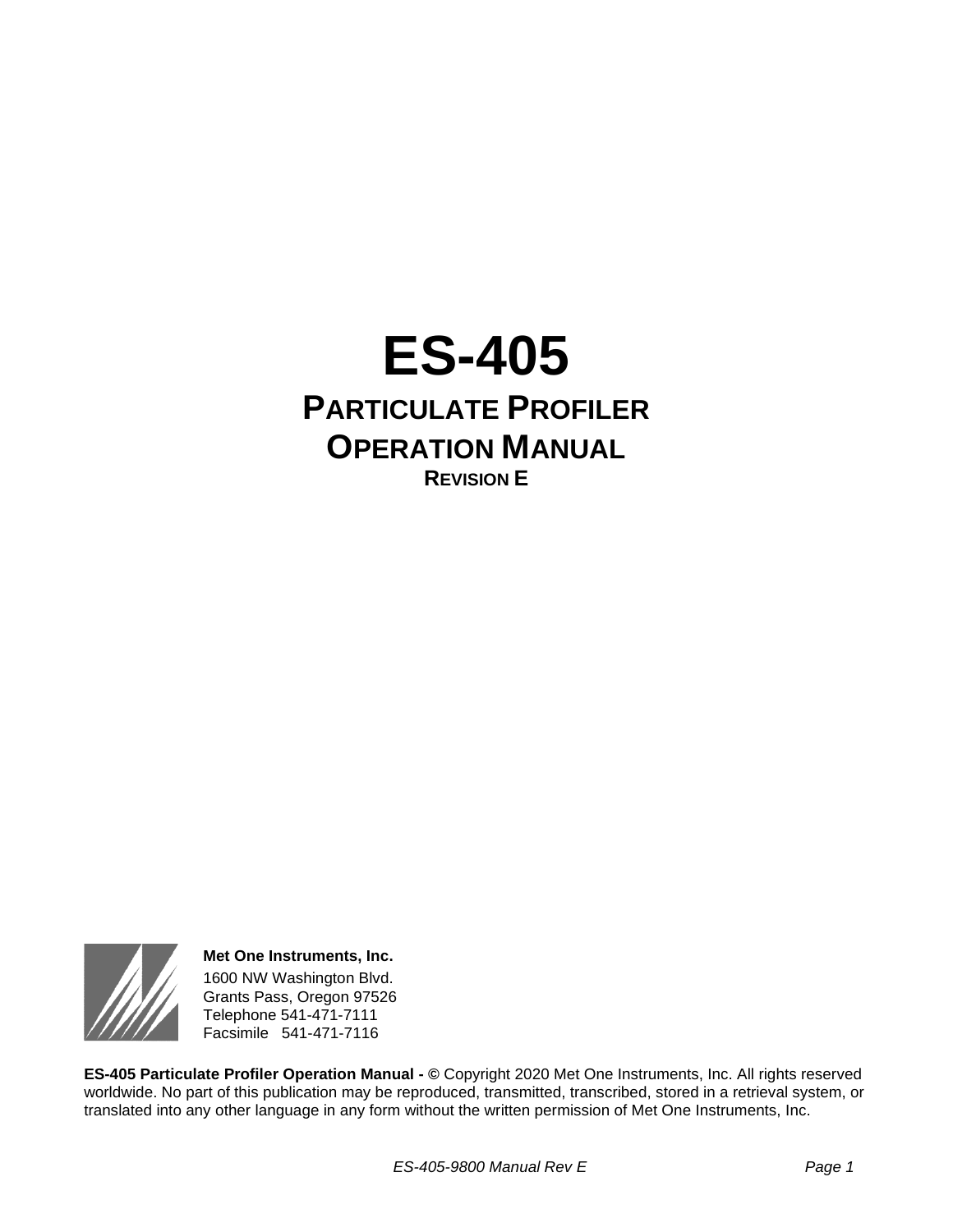# ES-405

## PARTICULATE PROFILER OPERATION MANUAL

### REVISION E

**Met One Instruments, Inc.**
1600 NW Washington Blvd.
Grants Pass, Oregon 97526
Telephone 541-471-7111
Facsimile 541-471-7116

**ES-405 Particulate Profiler Operation Manual - ©** Copyright 2020 Met One Instruments, Inc. All rights reserved worldwide. No part of this publication may be reproduced, transmitted, transcribed, stored in a retrieval system, or translated into any other language in any form without the written permission of Met One Instruments, Inc.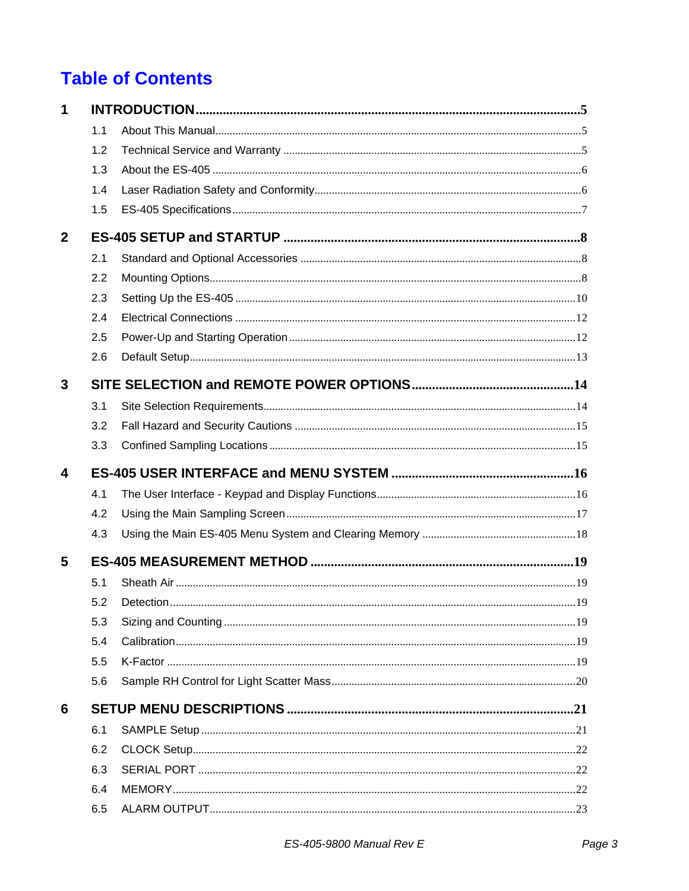# Table of Contents

**1 INTRODUCTION** ..... **5**

- 1.1 About This Manual ..... 5
- 1.2 Technical Service and Warranty ..... 5
- 1.3 About the ES-405 ..... 6
- 1.4 Laser Radiation Safety and Conformity ..... 6
- 1.5 ES-405 Specifications ..... 7

**2 ES-405 SETUP and STARTUP** ..... **8**

- 2.1 Standard and Optional Accessories ..... 8
- 2.2 Mounting Options ..... 8
- 2.3 Setting Up the ES-405 ..... 10
- 2.4 Electrical Connections ..... 12
- 2.5 Power-Up and Starting Operation ..... 12
- 2.6 Default Setup ..... 13

**3 SITE SELECTION and REMOTE POWER OPTIONS** ..... **14**

- 3.1 Site Selection Requirements ..... 14
- 3.2 Fall Hazard and Security Cautions ..... 15
- 3.3 Confined Sampling Locations ..... 15

**4 ES-405 USER INTERFACE and MENU SYSTEM** ..... **16**

- 4.1 The User Interface - Keypad and Display Functions ..... 16
- 4.2 Using the Main Sampling Screen ..... 17
- 4.3 Using the Main ES-405 Menu System and Clearing Memory ..... 18

**5 ES-405 MEASUREMENT METHOD** ..... **19**

- 5.1 Sheath Air ..... 19
- 5.2 Detection ..... 19
- 5.3 Sizing and Counting ..... 19
- 5.4 Calibration ..... 19
- 5.5 K-Factor ..... 19
- 5.6 Sample RH Control for Light Scatter Mass ..... 20

**6 SETUP MENU DESCRIPTIONS** ..... **21**

- 6.1 SAMPLE Setup ..... 21
- 6.2 CLOCK Setup ..... 22
- 6.3 SERIAL PORT ..... 22
- 6.4 MEMORY ..... 22
- 6.5 ALARM OUTPUT ..... 23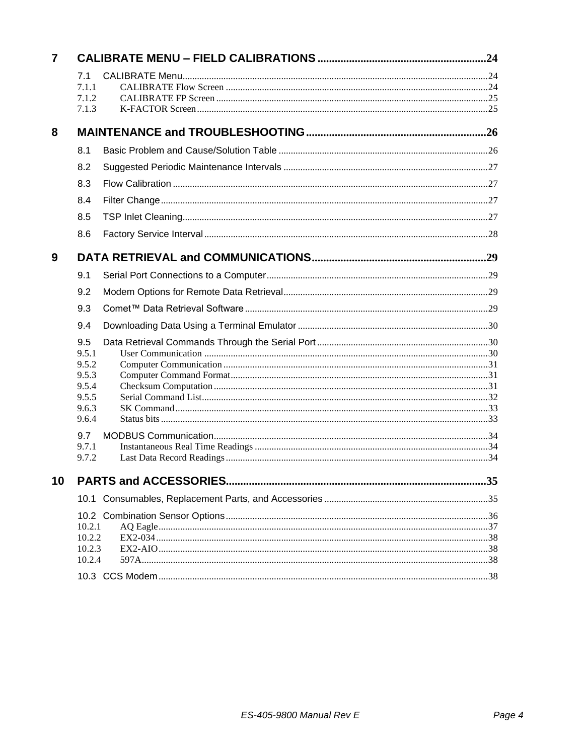**7 CALIBRATE MENU – FIELD CALIBRATIONS ........................................ 24**

7.1 CALIBRATE Menu ........................................ 24
7.1.1 CALIBRATE Flow Screen ........................................ 24
7.1.2 CALIBRATE FP Screen ........................................ 25
7.1.3 K-FACTOR Screen ........................................ 25

**8 MAINTENANCE and TROUBLESHOOTING ........................................ 26**

8.1 Basic Problem and Cause/Solution Table ........................................ 26

8.2 Suggested Periodic Maintenance Intervals ........................................ 27

8.3 Flow Calibration ........................................ 27

8.4 Filter Change ........................................ 27

8.5 TSP Inlet Cleaning ........................................ 27

8.6 Factory Service Interval ........................................ 28

**9 DATA RETRIEVAL and COMMUNICATIONS ........................................ 29**

9.1 Serial Port Connections to a Computer ........................................ 29

9.2 Modem Options for Remote Data Retrieval ........................................ 29

9.3 Comet™ Data Retrieval Software ........................................ 29

9.4 Downloading Data Using a Terminal Emulator ........................................ 30

9.5 Data Retrieval Commands Through the Serial Port ........................................ 30
9.5.1 User Communication ........................................ 30
9.5.2 Computer Communication ........................................ 31
9.5.3 Computer Command Format ........................................ 31
9.5.4 Checksum Computation ........................................ 31
9.5.5 Serial Command List ........................................ 32
9.6.3 SK Command ........................................ 33
9.6.4 Status bits ........................................ 33

9.7 MODBUS Communication ........................................ 34
9.7.1 Instantaneous Real Time Readings ........................................ 34
9.7.2 Last Data Record Readings ........................................ 34

**10 PARTS and ACCESSORIES ........................................ 35**

10.1 Consumables, Replacement Parts, and Accessories ........................................ 35

10.2 Combination Sensor Options ........................................ 36
10.2.1 AQ Eagle ........................................ 37
10.2.2 EX2-034 ........................................ 38
10.2.3 EX2-AIO ........................................ 38
10.2.4 597A ........................................ 38

10.3 CCS Modem ........................................ 38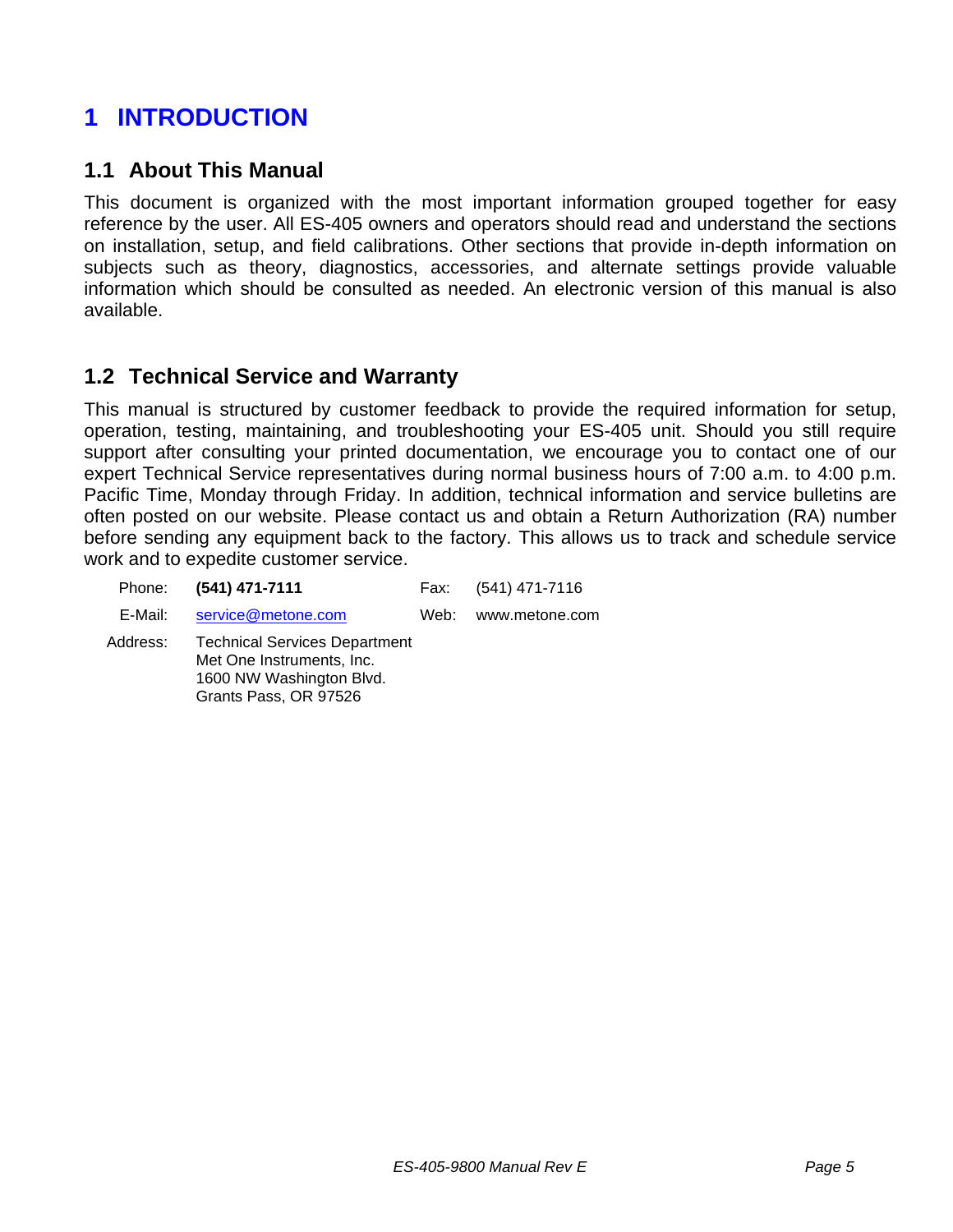# 1 INTRODUCTION

## 1.1 About This Manual

This document is organized with the most important information grouped together for easy reference by the user. All ES-405 owners and operators should read and understand the sections on installation, setup, and field calibrations. Other sections that provide in-depth information on subjects such as theory, diagnostics, accessories, and alternate settings provide valuable information which should be consulted as needed. An electronic version of this manual is also available.

## 1.2 Technical Service and Warranty

This manual is structured by customer feedback to provide the required information for setup, operation, testing, maintaining, and troubleshooting your ES-405 unit. Should you still require support after consulting your printed documentation, we encourage you to contact one of our expert Technical Service representatives during normal business hours of 7:00 a.m. to 4:00 p.m. Pacific Time, Monday through Friday. In addition, technical information and service bulletins are often posted on our website. Please contact us and obtain a Return Authorization (RA) number before sending any equipment back to the factory. This allows us to track and schedule service work and to expedite customer service.

| | | | |
|---|---|---|---|
| Phone: | **(541) 471-7111** | Fax: | (541) 471-7116 |
| E-Mail: | service@metone.com | Web: | www.metone.com |
| Address: | Technical Services Department<br>Met One Instruments, Inc.<br>1600 NW Washington Blvd.<br>Grants Pass, OR 97526 | | |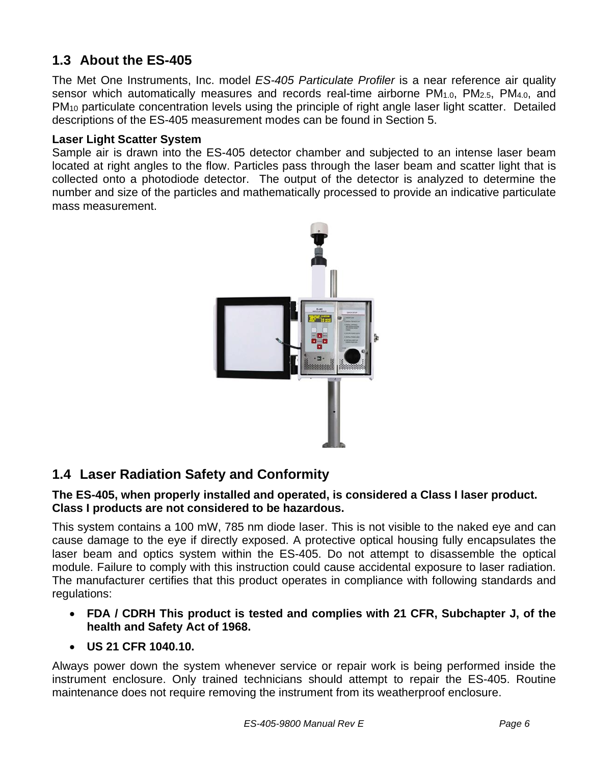## 1.3 About the ES-405

The Met One Instruments, Inc. model *ES-405 Particulate Profiler* is a near reference air quality sensor which automatically measures and records real-time airborne $PM_{1.0}$, $PM_{2.5}$, $PM_{4.0}$, and $PM_{10}$ particulate concentration levels using the principle of right angle laser light scatter. Detailed descriptions of the ES-405 measurement modes can be found in Section 5.

**Laser Light Scatter System**

Sample air is drawn into the ES-405 detector chamber and subjected to an intense laser beam located at right angles to the flow. Particles pass through the laser beam and scatter light that is collected onto a photodiode detector. The output of the detector is analyzed to determine the number and size of the particles and mathematically processed to provide an indicative particulate mass measurement.

## 1.4 Laser Radiation Safety and Conformity

**The ES-405, when properly installed and operated, is considered a Class I laser product. Class I products are not considered to be hazardous.**

This system contains a 100 mW, 785 nm diode laser. This is not visible to the naked eye and can cause damage to the eye if directly exposed. A protective optical housing fully encapsulates the laser beam and optics system within the ES-405. Do not attempt to disassemble the optical module. Failure to comply with this instruction could cause accidental exposure to laser radiation. The manufacturer certifies that this product operates in compliance with following standards and regulations:

- **FDA / CDRH This product is tested and complies with 21 CFR, Subchapter J, of the health and Safety Act of 1968.**
- **US 21 CFR 1040.10.**

Always power down the system whenever service or repair work is being performed inside the instrument enclosure. Only trained technicians should attempt to repair the ES-405. Routine maintenance does not require removing the instrument from its weatherproof enclosure.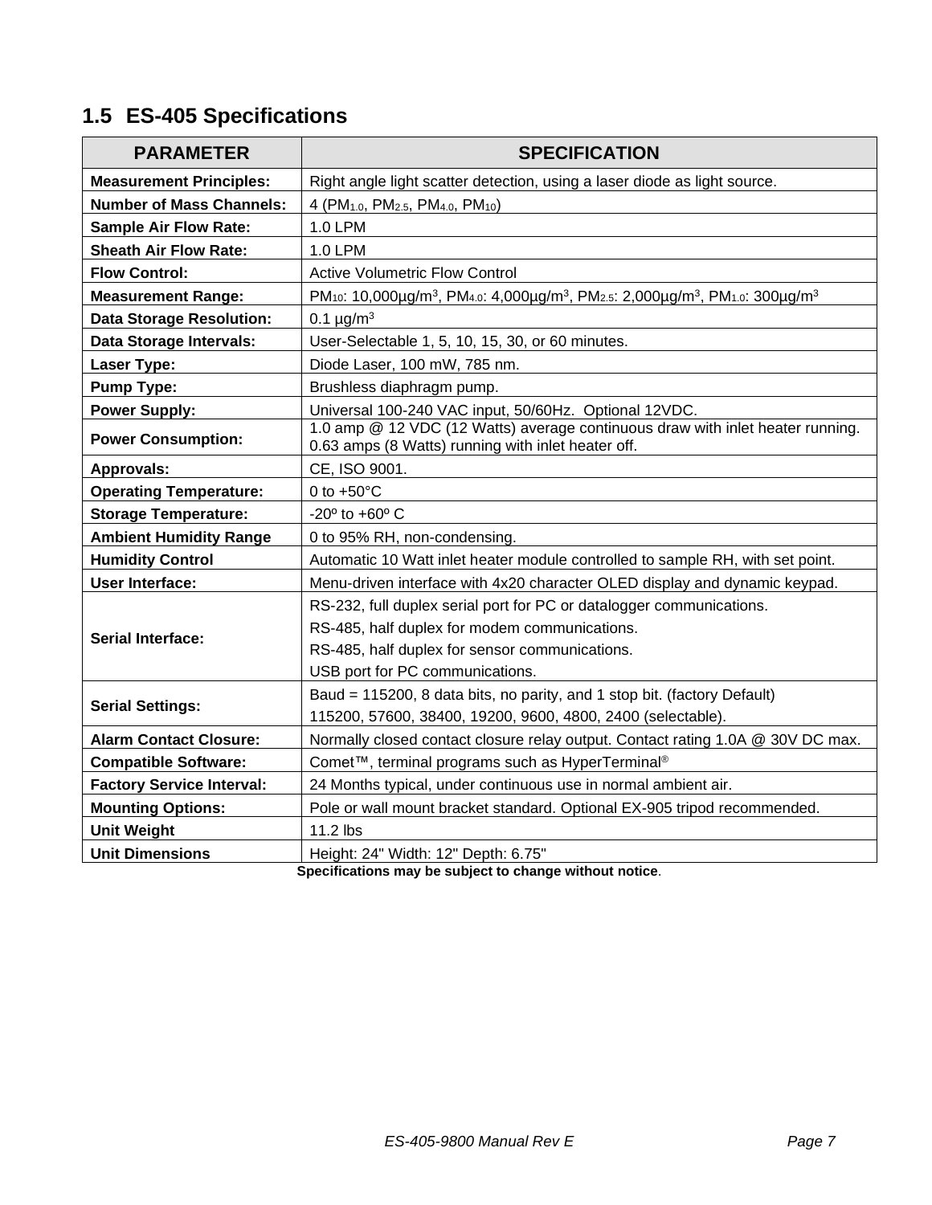## 1.5 ES-405 Specifications

| PARAMETER | SPECIFICATION |
|---|---|
| **Measurement Principles:** | Right angle light scatter detection, using a laser diode as light source. |
| **Number of Mass Channels:** | 4 ($PM_{1.0}$, $PM_{2.5}$, $PM_{4.0}$, $PM_{10}$) |
| **Sample Air Flow Rate:** | 1.0 LPM |
| **Sheath Air Flow Rate:** | 1.0 LPM |
| **Flow Control:** | Active Volumetric Flow Control |
| **Measurement Range:** | $PM_{10}$: 10,000µg/m$^3$, $PM_{4.0}$: 4,000µg/m$^3$, $PM_{2.5}$: 2,000µg/m$^3$, $PM_{1.0}$: 300µg/m$^3$ |
| **Data Storage Resolution:** | 0.1 µg/m$^3$ |
| **Data Storage Intervals:** | User-Selectable 1, 5, 10, 15, 30, or 60 minutes. |
| **Laser Type:** | Diode Laser, 100 mW, 785 nm. |
| **Pump Type:** | Brushless diaphragm pump. |
| **Power Supply:** | Universal 100-240 VAC input, 50/60Hz. Optional 12VDC. |
| **Power Consumption:** | 1.0 amp @ 12 VDC (12 Watts) average continuous draw with inlet heater running. 0.63 amps (8 Watts) running with inlet heater off. |
| **Approvals:** | CE, ISO 9001. |
| **Operating Temperature:** | 0 to +50°C |
| **Storage Temperature:** | -20º to +60º C |
| **Ambient Humidity Range** | 0 to 95% RH, non-condensing. |
| **Humidity Control** | Automatic 10 Watt inlet heater module controlled to sample RH, with set point. |
| **User Interface:** | Menu-driven interface with 4x20 character OLED display and dynamic keypad. |
| **Serial Interface:** | RS-232, full duplex serial port for PC or datalogger communications.<br>RS-485, half duplex for modem communications.<br>RS-485, half duplex for sensor communications.<br>USB port for PC communications. |
| **Serial Settings:** | Baud = 115200, 8 data bits, no parity, and 1 stop bit. (factory Default)<br>115200, 57600, 38400, 19200, 9600, 4800, 2400 (selectable). |
| **Alarm Contact Closure:** | Normally closed contact closure relay output. Contact rating 1.0A @ 30V DC max. |
| **Compatible Software:** | Comet™, terminal programs such as HyperTerminal® |
| **Factory Service Interval:** | 24 Months typical, under continuous use in normal ambient air. |
| **Mounting Options:** | Pole or wall mount bracket standard. Optional EX-905 tripod recommended. |
| **Unit Weight** | 11.2 lbs |
| **Unit Dimensions** | Height: 24" Width: 12" Depth: 6.75" |

**Specifications may be subject to change without notice**.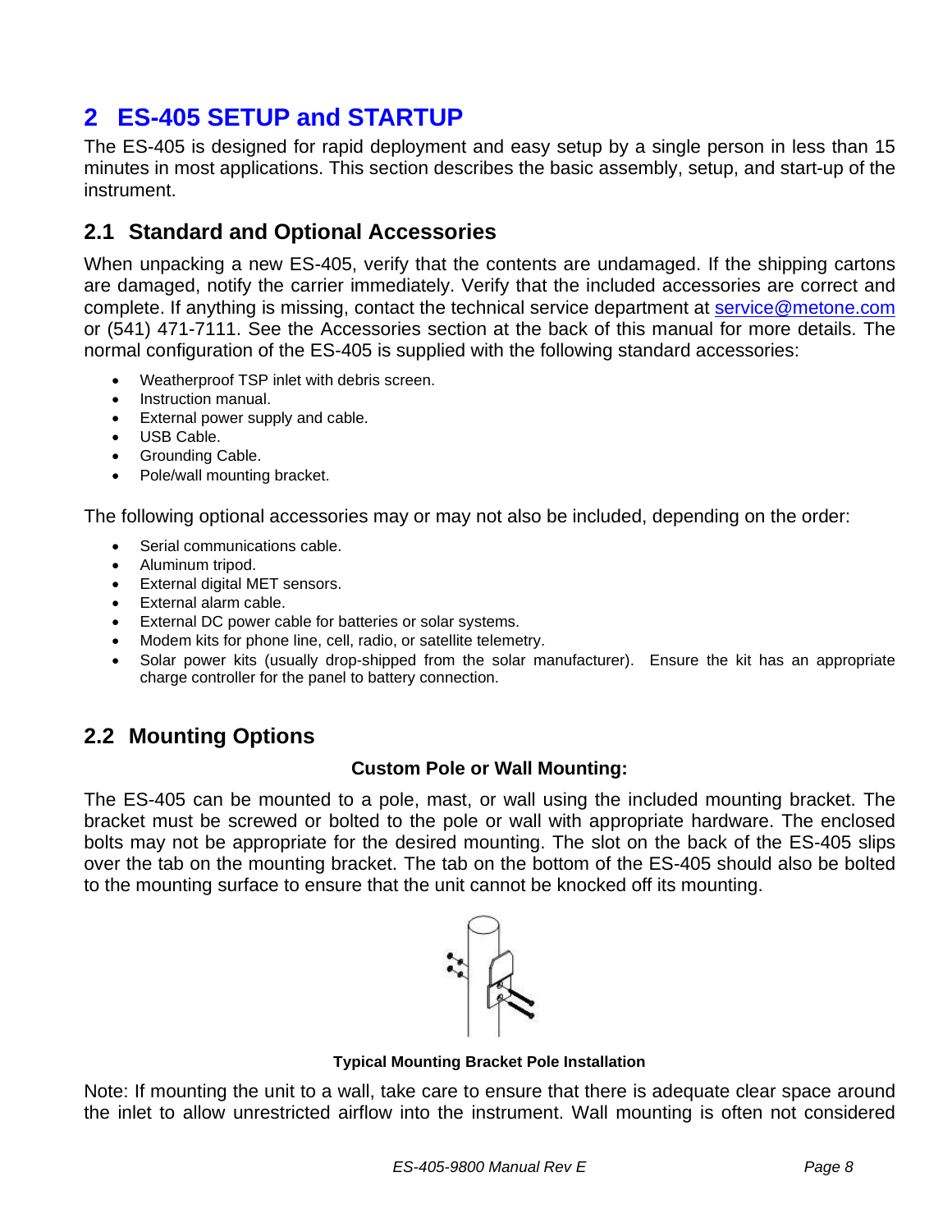# 2 ES-405 SETUP and STARTUP

The ES-405 is designed for rapid deployment and easy setup by a single person in less than 15 minutes in most applications. This section describes the basic assembly, setup, and start-up of the instrument.

## 2.1 Standard and Optional Accessories

When unpacking a new ES-405, verify that the contents are undamaged. If the shipping cartons are damaged, notify the carrier immediately. Verify that the included accessories are correct and complete. If anything is missing, contact the technical service department at service@metone.com or (541) 471-7111. See the Accessories section at the back of this manual for more details. The normal configuration of the ES-405 is supplied with the following standard accessories:

- Weatherproof TSP inlet with debris screen.
- Instruction manual.
- External power supply and cable.
- USB Cable.
- Grounding Cable.
- Pole/wall mounting bracket.

The following optional accessories may or may not also be included, depending on the order:

- Serial communications cable.
- Aluminum tripod.
- External digital MET sensors.
- External alarm cable.
- External DC power cable for batteries or solar systems.
- Modem kits for phone line, cell, radio, or satellite telemetry.
- Solar power kits (usually drop-shipped from the solar manufacturer). Ensure the kit has an appropriate charge controller for the panel to battery connection.

## 2.2 Mounting Options

**Custom Pole or Wall Mounting:**

The ES-405 can be mounted to a pole, mast, or wall using the included mounting bracket. The bracket must be screwed or bolted to the pole or wall with appropriate hardware. The enclosed bolts may not be appropriate for the desired mounting. The slot on the back of the ES-405 slips over the tab on the mounting bracket. The tab on the bottom of the ES-405 should also be bolted to the mounting surface to ensure that the unit cannot be knocked off its mounting.

**Typical Mounting Bracket Pole Installation**

Note: If mounting the unit to a wall, take care to ensure that there is adequate clear space around the inlet to allow unrestricted airflow into the instrument. Wall mounting is often not considered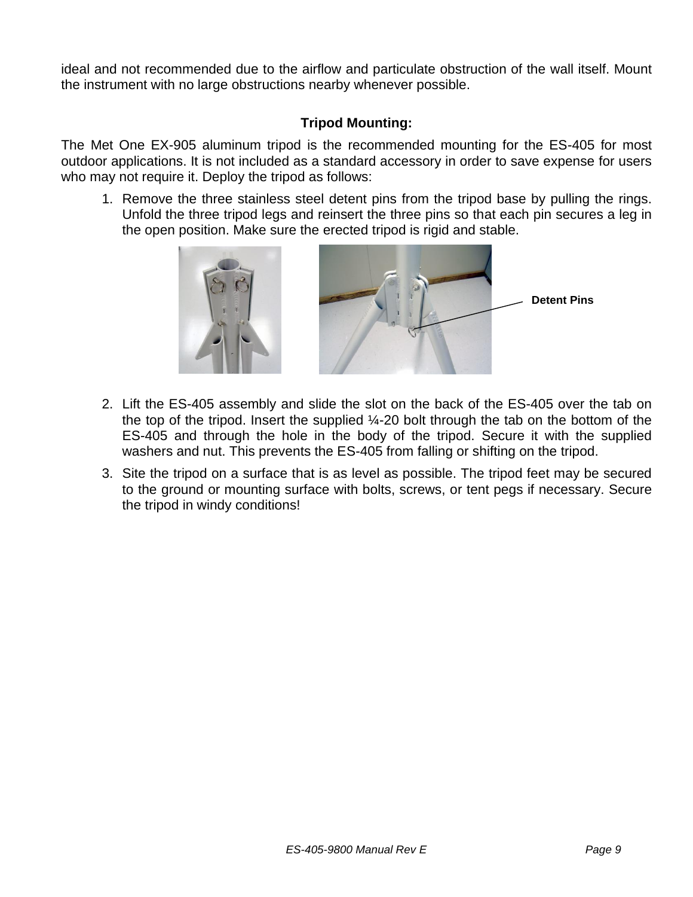ideal and not recommended due to the airflow and particulate obstruction of the wall itself. Mount the instrument with no large obstructions nearby whenever possible.

**Tripod Mounting:**

The Met One EX-905 aluminum tripod is the recommended mounting for the ES-405 for most outdoor applications. It is not included as a standard accessory in order to save expense for users who may not require it. Deploy the tripod as follows:

1. Remove the three stainless steel detent pins from the tripod base by pulling the rings. Unfold the three tripod legs and reinsert the three pins so that each pin secures a leg in the open position. Make sure the erected tripod is rigid and stable.

Detent Pins

2. Lift the ES-405 assembly and slide the slot on the back of the ES-405 over the tab on the top of the tripod. Insert the supplied ¼-20 bolt through the tab on the bottom of the ES-405 and through the hole in the body of the tripod. Secure it with the supplied washers and nut. This prevents the ES-405 from falling or shifting on the tripod.
3. Site the tripod on a surface that is as level as possible. The tripod feet may be secured to the ground or mounting surface with bolts, screws, or tent pegs if necessary. Secure the tripod in windy conditions!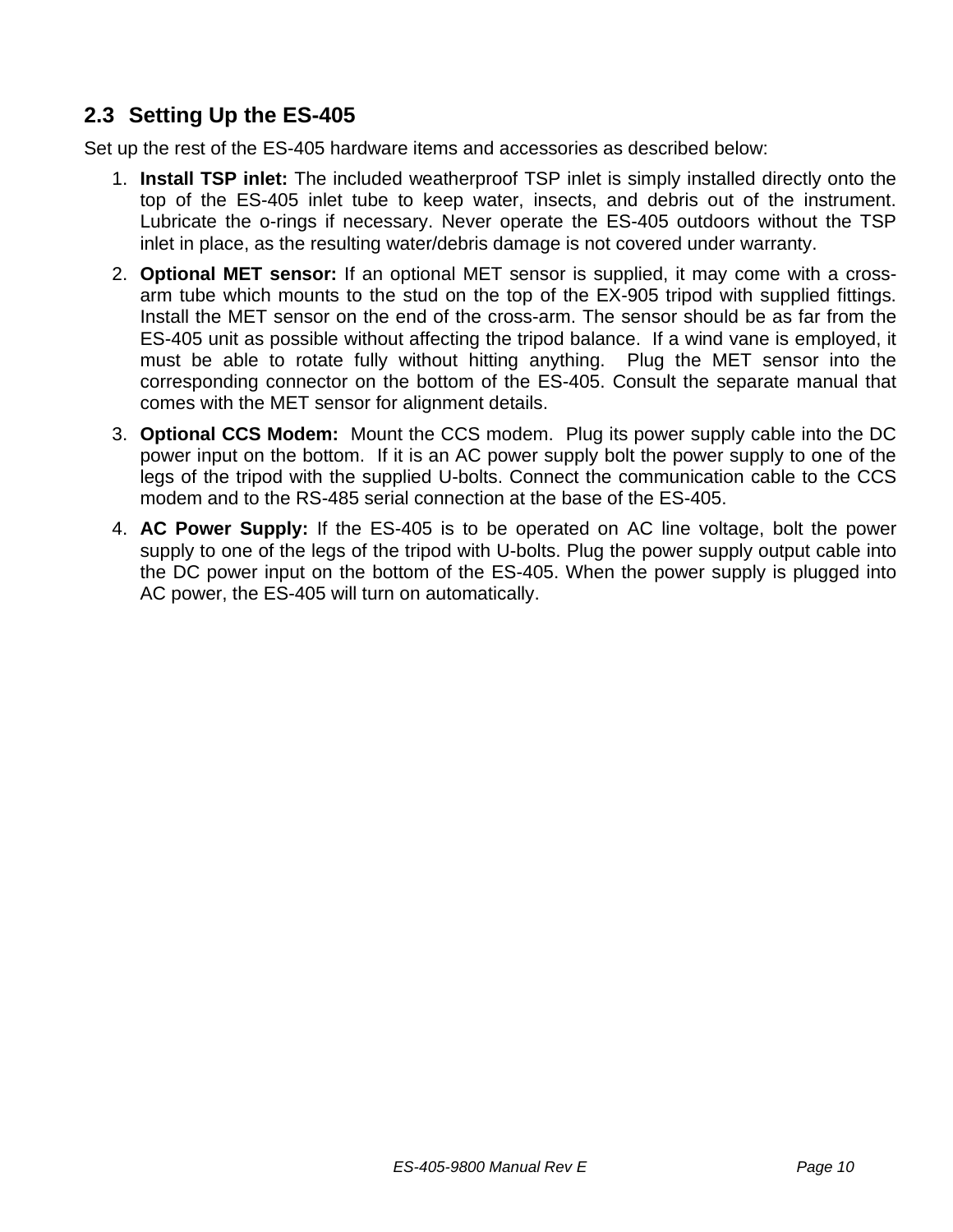## 2.3 Setting Up the ES-405

Set up the rest of the ES-405 hardware items and accessories as described below:

1. **Install TSP inlet:** The included weatherproof TSP inlet is simply installed directly onto the top of the ES-405 inlet tube to keep water, insects, and debris out of the instrument. Lubricate the o-rings if necessary. Never operate the ES-405 outdoors without the TSP inlet in place, as the resulting water/debris damage is not covered under warranty.
2. **Optional MET sensor:** If an optional MET sensor is supplied, it may come with a cross-arm tube which mounts to the stud on the top of the EX-905 tripod with supplied fittings. Install the MET sensor on the end of the cross-arm. The sensor should be as far from the ES-405 unit as possible without affecting the tripod balance. If a wind vane is employed, it must be able to rotate fully without hitting anything. Plug the MET sensor into the corresponding connector on the bottom of the ES-405. Consult the separate manual that comes with the MET sensor for alignment details.
3. **Optional CCS Modem:** Mount the CCS modem. Plug its power supply cable into the DC power input on the bottom. If it is an AC power supply bolt the power supply to one of the legs of the tripod with the supplied U-bolts. Connect the communication cable to the CCS modem and to the RS-485 serial connection at the base of the ES-405.
4. **AC Power Supply:** If the ES-405 is to be operated on AC line voltage, bolt the power supply to one of the legs of the tripod with U-bolts. Plug the power supply output cable into the DC power input on the bottom of the ES-405. When the power supply is plugged into AC power, the ES-405 will turn on automatically.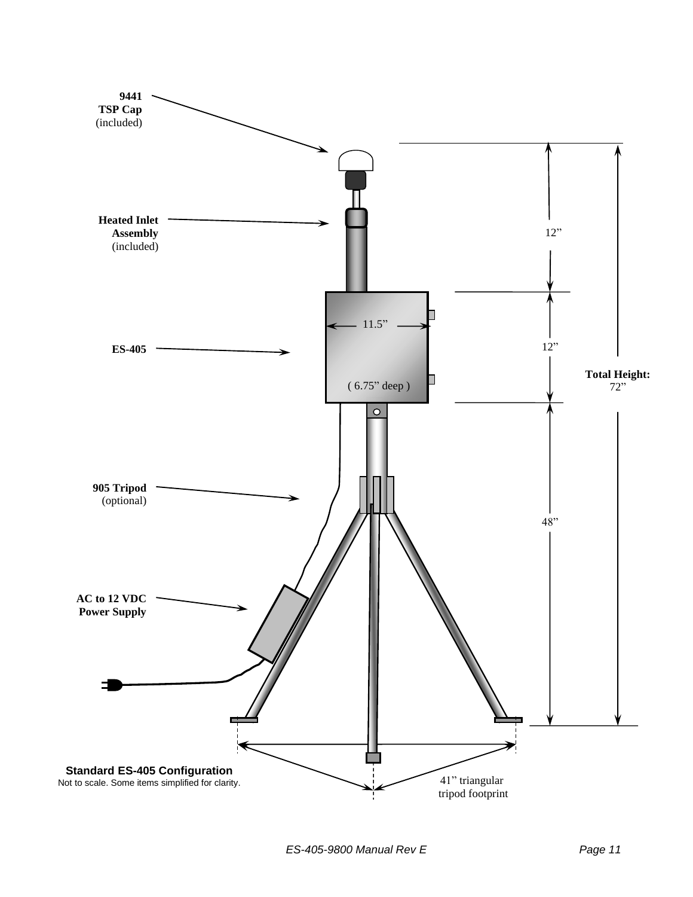9441
TSP Cap
(included)

Heated Inlet
Assembly
(included)

ES-405

905 Tripod
(optional)

AC to 12 VDC
Power Supply

11.5”

( 6.75” deep )

12”

12”

48”

**Total Height:**
72”

41” triangular
tripod footprint

**Standard ES-405 Configuration**
Not to scale. Some items simplified for clarity.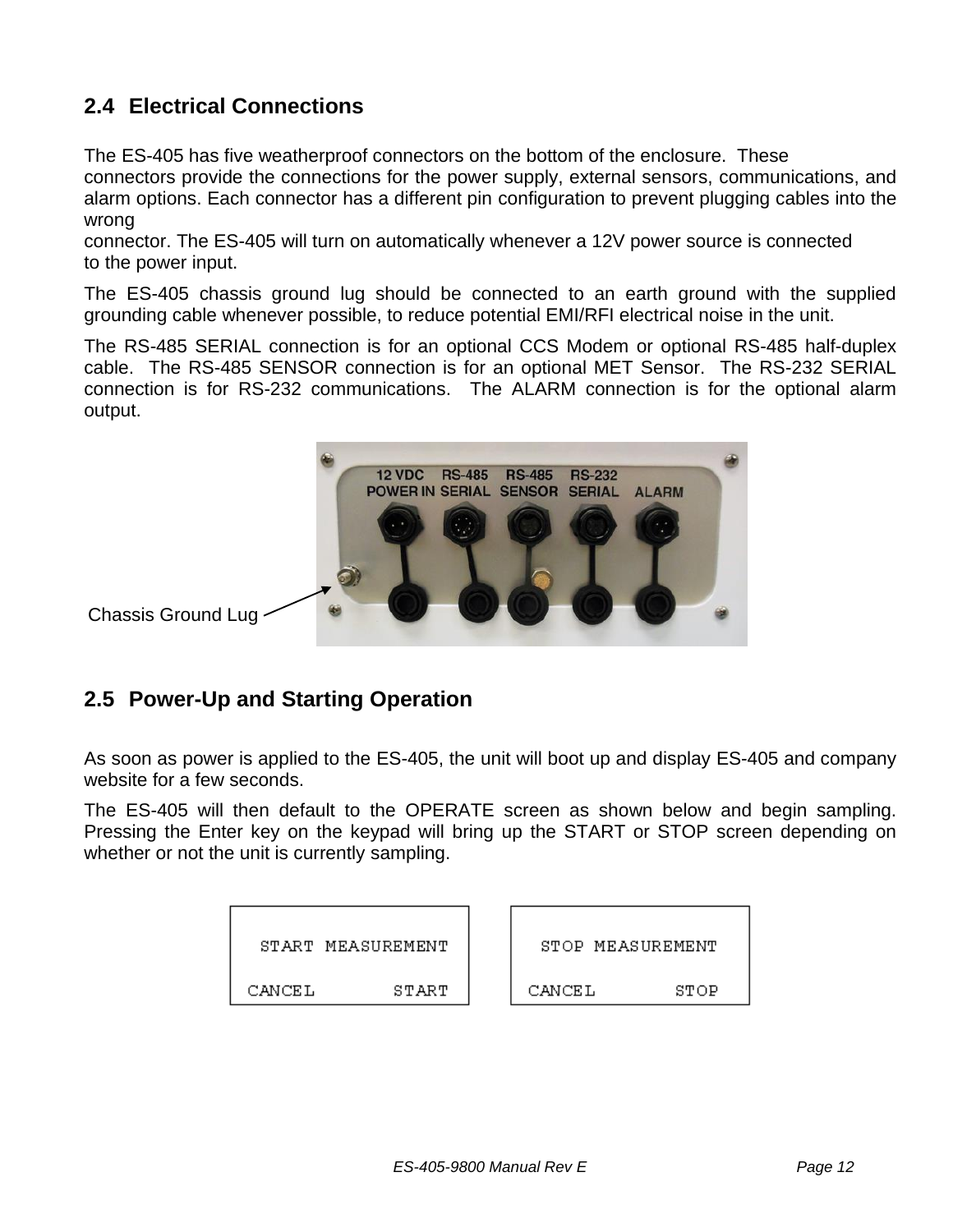## 2.4 Electrical Connections

The ES-405 has five weatherproof connectors on the bottom of the enclosure. These connectors provide the connections for the power supply, external sensors, communications, and alarm options. Each connector has a different pin configuration to prevent plugging cables into the wrong connector. The ES-405 will turn on automatically whenever a 12V power source is connected to the power input.

The ES-405 chassis ground lug should be connected to an earth ground with the supplied grounding cable whenever possible, to reduce potential EMI/RFI electrical noise in the unit.

The RS-485 SERIAL connection is for an optional CCS Modem or optional RS-485 half-duplex cable. The RS-485 SENSOR connection is for an optional MET Sensor. The RS-232 SERIAL connection is for RS-232 communications. The ALARM connection is for the optional alarm output.

Chassis Ground Lug

## 2.5 Power-Up and Starting Operation

As soon as power is applied to the ES-405, the unit will boot up and display ES-405 and company website for a few seconds.

The ES-405 will then default to the OPERATE screen as shown below and begin sampling. Pressing the Enter key on the keypad will bring up the START or STOP screen depending on whether or not the unit is currently sampling.

```
  START MEASUREMENT

CANCEL        START
```

```
  STOP MEASUREMENT

CANCEL        STOP
```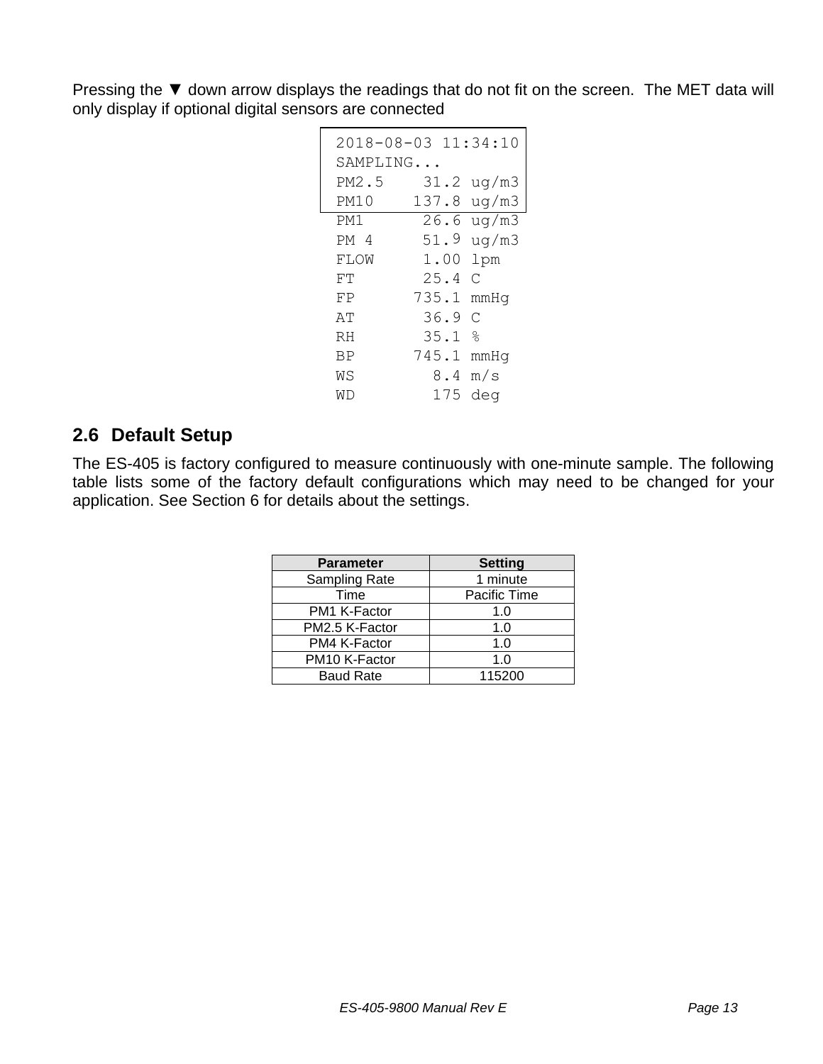Pressing the ▼ down arrow displays the readings that do not fit on the screen. The MET data will only display if optional digital sensors are connected

```
2018-08-03 11:34:10
SAMPLING...
PM2.5    31.2 ug/m3
PM10    137.8 ug/m3
PM1      26.6 ug/m3
PM 4     51.9 ug/m3
FLOW     1.00 lpm
FT       25.4 C
FP      735.1 mmHg
AT       36.9 C
RH       35.1 %
BP      745.1 mmHg
WS        8.4 m/s
WD        175 deg
```

## 2.6 Default Setup

The ES-405 is factory configured to measure continuously with one-minute sample. The following table lists some of the factory default configurations which may need to be changed for your application. See Section 6 for details about the settings.

| Parameter | Setting |
|---|---|
| Sampling Rate | 1 minute |
| Time | Pacific Time |
| PM1 K-Factor | 1.0 |
| PM2.5 K-Factor | 1.0 |
| PM4 K-Factor | 1.0 |
| PM10 K-Factor | 1.0 |
| Baud Rate | 115200 |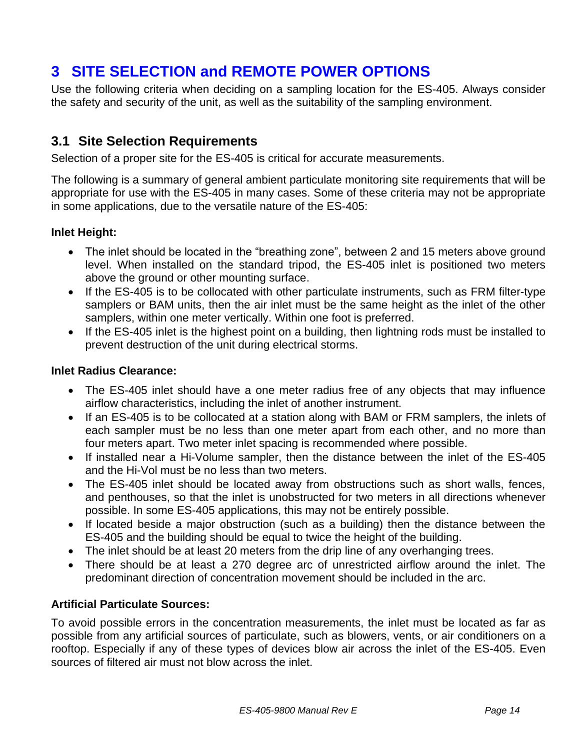# 3 SITE SELECTION and REMOTE POWER OPTIONS

Use the following criteria when deciding on a sampling location for the ES-405. Always consider the safety and security of the unit, as well as the suitability of the sampling environment.

## 3.1 Site Selection Requirements

Selection of a proper site for the ES-405 is critical for accurate measurements.

The following is a summary of general ambient particulate monitoring site requirements that will be appropriate for use with the ES-405 in many cases. Some of these criteria may not be appropriate in some applications, due to the versatile nature of the ES-405:

**Inlet Height:**

- The inlet should be located in the "breathing zone", between 2 and 15 meters above ground level. When installed on the standard tripod, the ES-405 inlet is positioned two meters above the ground or other mounting surface.
- If the ES-405 is to be collocated with other particulate instruments, such as FRM filter-type samplers or BAM units, then the air inlet must be the same height as the inlet of the other samplers, within one meter vertically. Within one foot is preferred.
- If the ES-405 inlet is the highest point on a building, then lightning rods must be installed to prevent destruction of the unit during electrical storms.

**Inlet Radius Clearance:**

- The ES-405 inlet should have a one meter radius free of any objects that may influence airflow characteristics, including the inlet of another instrument.
- If an ES-405 is to be collocated at a station along with BAM or FRM samplers, the inlets of each sampler must be no less than one meter apart from each other, and no more than four meters apart. Two meter inlet spacing is recommended where possible.
- If installed near a Hi-Volume sampler, then the distance between the inlet of the ES-405 and the Hi-Vol must be no less than two meters.
- The ES-405 inlet should be located away from obstructions such as short walls, fences, and penthouses, so that the inlet is unobstructed for two meters in all directions whenever possible. In some ES-405 applications, this may not be entirely possible.
- If located beside a major obstruction (such as a building) then the distance between the ES-405 and the building should be equal to twice the height of the building.
- The inlet should be at least 20 meters from the drip line of any overhanging trees.
- There should be at least a 270 degree arc of unrestricted airflow around the inlet. The predominant direction of concentration movement should be included in the arc.

**Artificial Particulate Sources:**

To avoid possible errors in the concentration measurements, the inlet must be located as far as possible from any artificial sources of particulate, such as blowers, vents, or air conditioners on a rooftop. Especially if any of these types of devices blow air across the inlet of the ES-405. Even sources of filtered air must not blow across the inlet.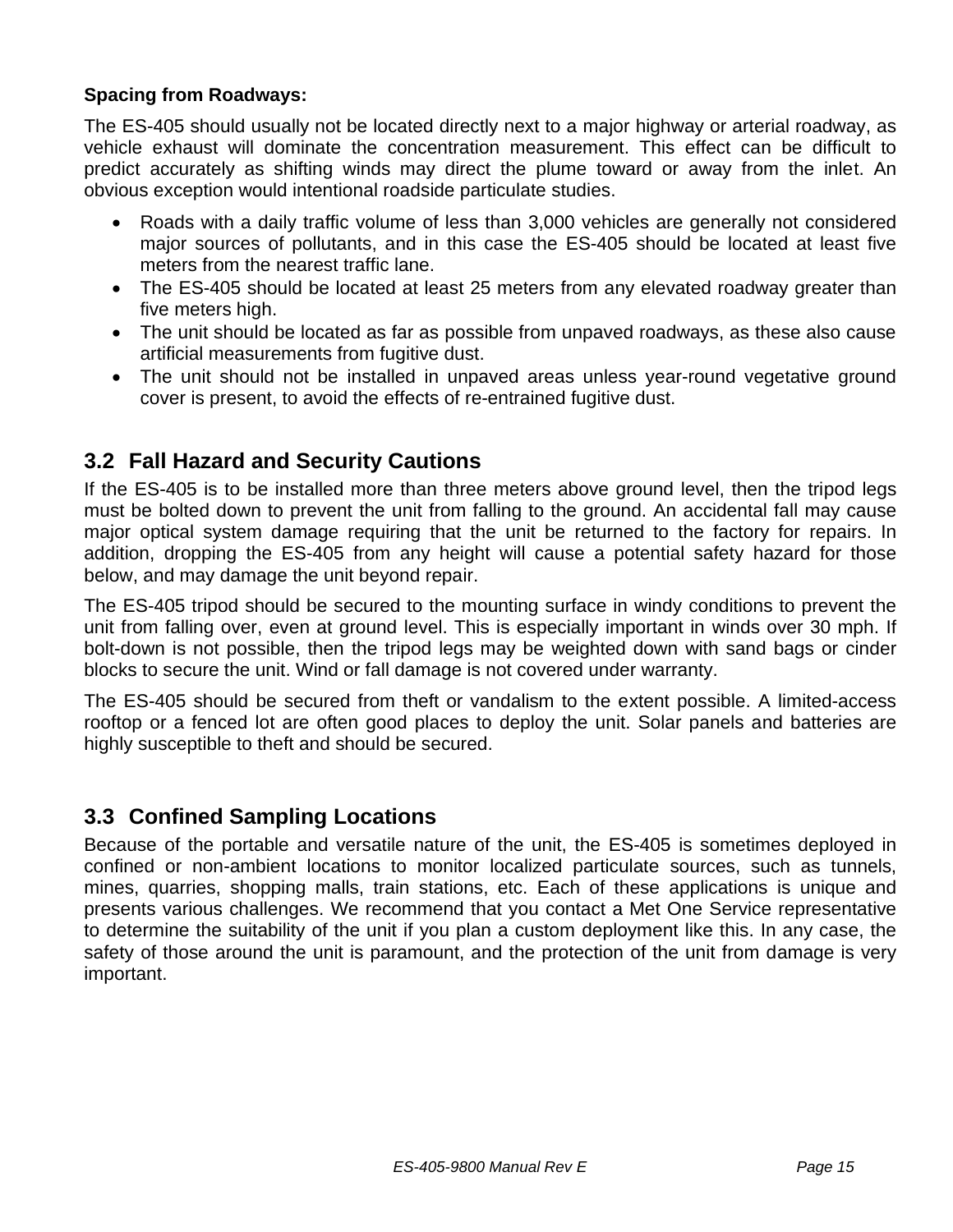**Spacing from Roadways:**

The ES-405 should usually not be located directly next to a major highway or arterial roadway, as vehicle exhaust will dominate the concentration measurement. This effect can be difficult to predict accurately as shifting winds may direct the plume toward or away from the inlet. An obvious exception would intentional roadside particulate studies.

- Roads with a daily traffic volume of less than 3,000 vehicles are generally not considered major sources of pollutants, and in this case the ES-405 should be located at least five meters from the nearest traffic lane.
- The ES-405 should be located at least 25 meters from any elevated roadway greater than five meters high.
- The unit should be located as far as possible from unpaved roadways, as these also cause artificial measurements from fugitive dust.
- The unit should not be installed in unpaved areas unless year-round vegetative ground cover is present, to avoid the effects of re-entrained fugitive dust.

## 3.2 Fall Hazard and Security Cautions

If the ES-405 is to be installed more than three meters above ground level, then the tripod legs must be bolted down to prevent the unit from falling to the ground. An accidental fall may cause major optical system damage requiring that the unit be returned to the factory for repairs. In addition, dropping the ES-405 from any height will cause a potential safety hazard for those below, and may damage the unit beyond repair.

The ES-405 tripod should be secured to the mounting surface in windy conditions to prevent the unit from falling over, even at ground level. This is especially important in winds over 30 mph. If bolt-down is not possible, then the tripod legs may be weighted down with sand bags or cinder blocks to secure the unit. Wind or fall damage is not covered under warranty.

The ES-405 should be secured from theft or vandalism to the extent possible. A limited-access rooftop or a fenced lot are often good places to deploy the unit. Solar panels and batteries are highly susceptible to theft and should be secured.

## 3.3 Confined Sampling Locations

Because of the portable and versatile nature of the unit, the ES-405 is sometimes deployed in confined or non-ambient locations to monitor localized particulate sources, such as tunnels, mines, quarries, shopping malls, train stations, etc. Each of these applications is unique and presents various challenges. We recommend that you contact a Met One Service representative to determine the suitability of the unit if you plan a custom deployment like this. In any case, the safety of those around the unit is paramount, and the protection of the unit from damage is very important.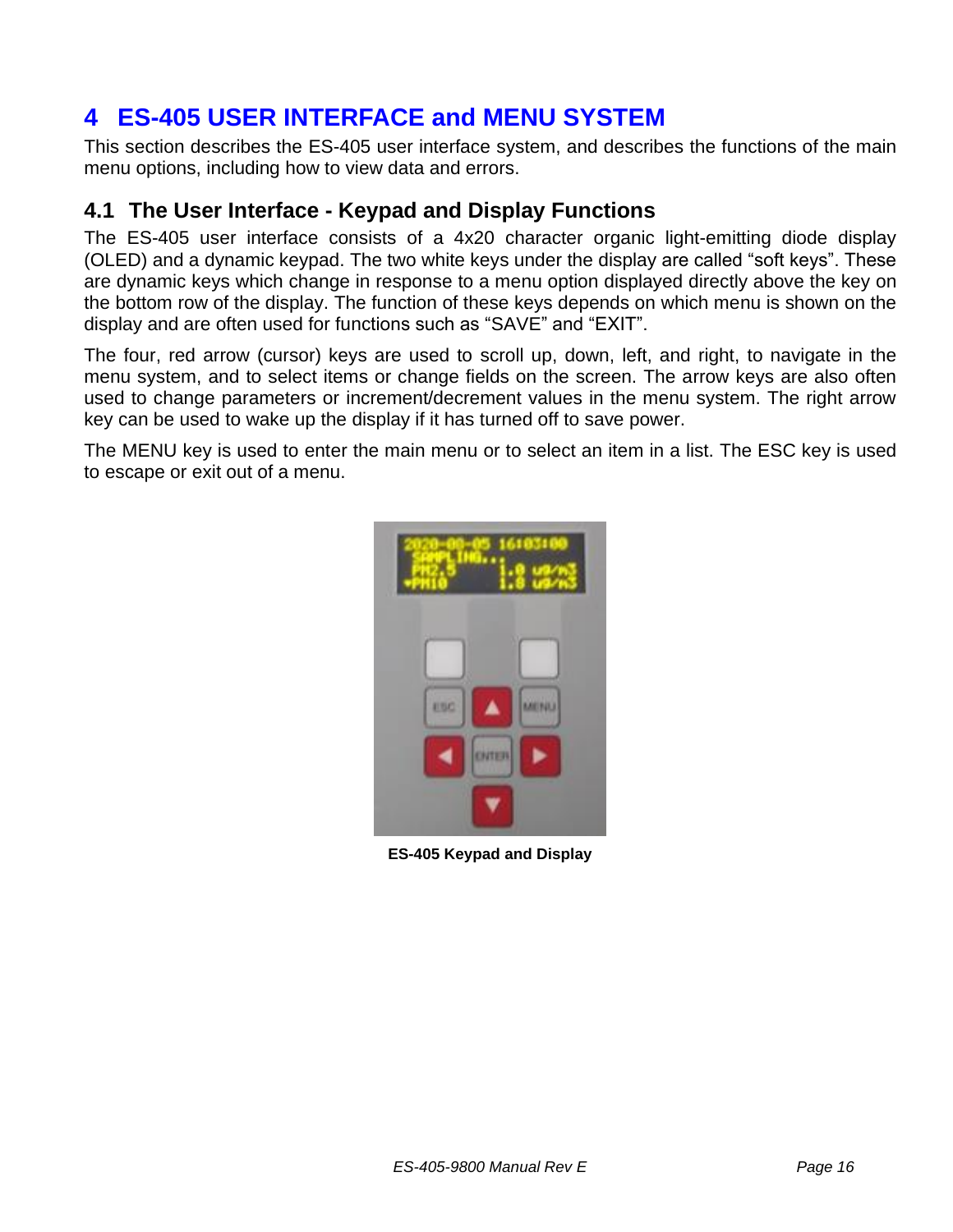# 4 ES-405 USER INTERFACE and MENU SYSTEM

This section describes the ES-405 user interface system, and describes the functions of the main menu options, including how to view data and errors.

## 4.1 The User Interface - Keypad and Display Functions

The ES-405 user interface consists of a 4x20 character organic light-emitting diode display (OLED) and a dynamic keypad. The two white keys under the display are called "soft keys". These are dynamic keys which change in response to a menu option displayed directly above the key on the bottom row of the display. The function of these keys depends on which menu is shown on the display and are often used for functions such as "SAVE" and "EXIT".

The four, red arrow (cursor) keys are used to scroll up, down, left, and right, to navigate in the menu system, and to select items or change fields on the screen. The arrow keys are also often used to change parameters or increment/decrement values in the menu system. The right arrow key can be used to wake up the display if it has turned off to save power.

The MENU key is used to enter the main menu or to select an item in a list. The ESC key is used to escape or exit out of a menu.

**ES-405 Keypad and Display**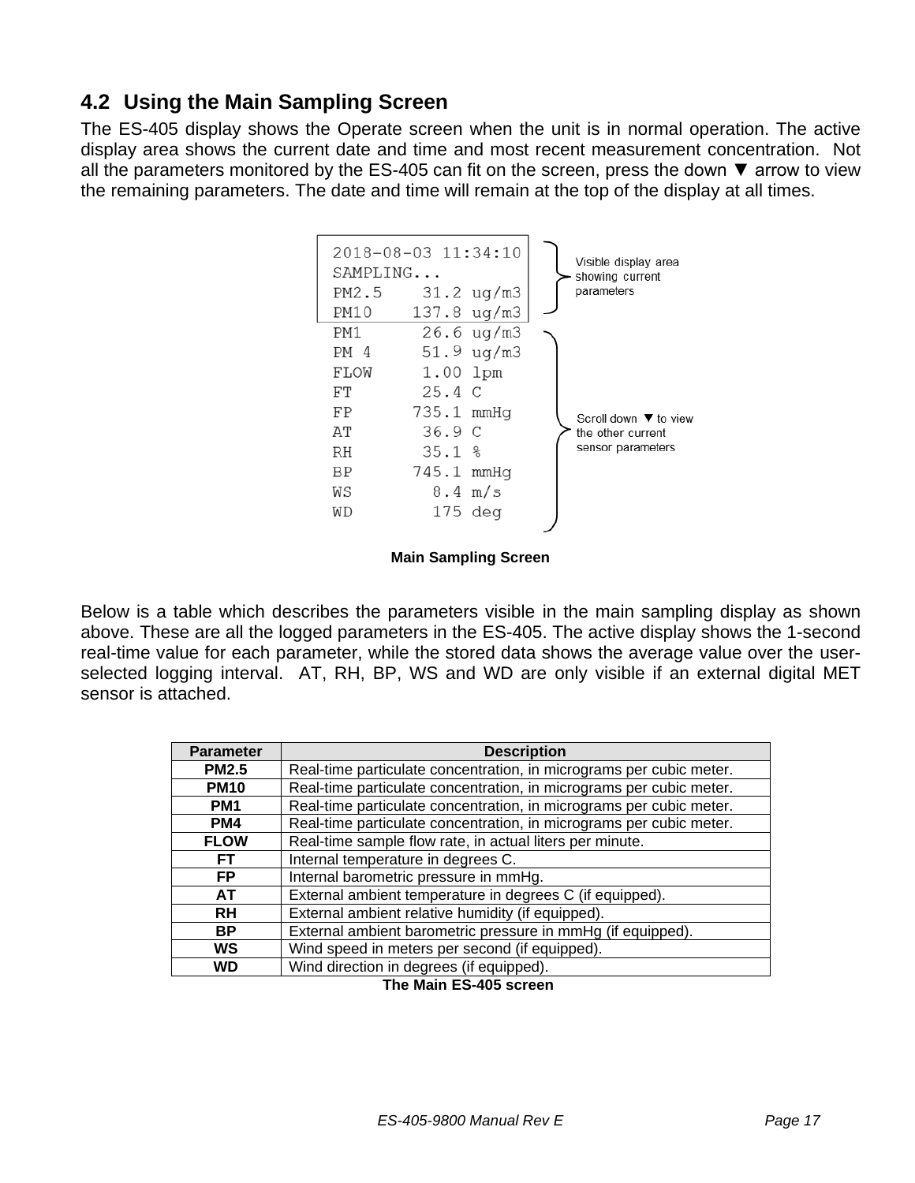## 4.2 Using the Main Sampling Screen

The ES-405 display shows the Operate screen when the unit is in normal operation. The active display area shows the current date and time and most recent measurement concentration. Not all the parameters monitored by the ES-405 can fit on the screen, press the down ▼ arrow to view the remaining parameters. The date and time will remain at the top of the display at all times.

```
2018-08-03 11:34:10
SAMPLING...
PM2.5     31.2 ug/m3
PM10     137.8 ug/m3
PM1       26.6 ug/m3
PM 4      51.9 ug/m3
FLOW      1.00 lpm
FT        25.4 C
FP       735.1 mmHg
AT        36.9 C
RH        35.1 %
BP       745.1 mmHg
WS         8.4 m/s
WD         175 deg
```

Visible display area showing current parameters

Scroll down ▼ to view the other current sensor parameters

**Main Sampling Screen**

Below is a table which describes the parameters visible in the main sampling display as shown above. These are all the logged parameters in the ES-405. The active display shows the 1-second real-time value for each parameter, while the stored data shows the average value over the user-selected logging interval. AT, RH, BP, WS and WD are only visible if an external digital MET sensor is attached.

| Parameter | Description |
|---|---|
| **PM2.5** | Real-time particulate concentration, in micrograms per cubic meter. |
| **PM10** | Real-time particulate concentration, in micrograms per cubic meter. |
| **PM1** | Real-time particulate concentration, in micrograms per cubic meter. |
| **PM4** | Real-time particulate concentration, in micrograms per cubic meter. |
| **FLOW** | Real-time sample flow rate, in actual liters per minute. |
| **FT** | Internal temperature in degrees C. |
| **FP** | Internal barometric pressure in mmHg. |
| **AT** | External ambient temperature in degrees C (if equipped). |
| **RH** | External ambient relative humidity (if equipped). |
| **BP** | External ambient barometric pressure in mmHg (if equipped). |
| **WS** | Wind speed in meters per second (if equipped). |
| **WD** | Wind direction in degrees (if equipped). |

**The Main ES-405 screen**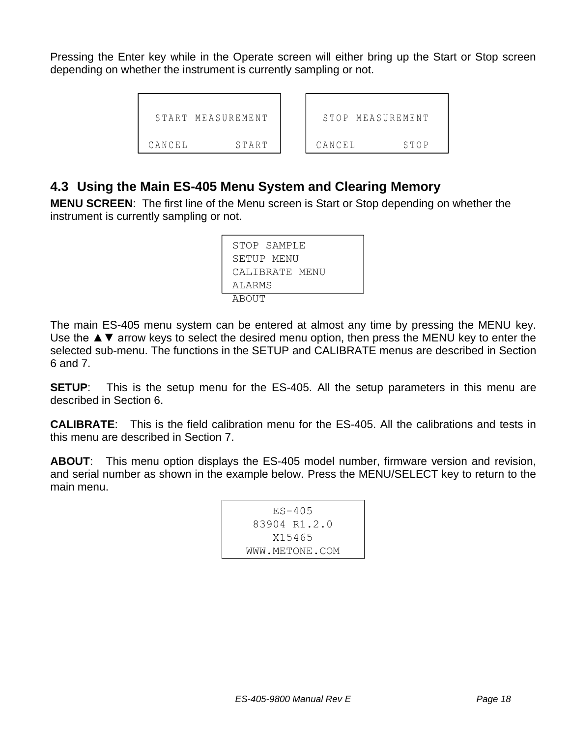Pressing the Enter key while in the Operate screen will either bring up the Start or Stop screen depending on whether the instrument is currently sampling or not.

```
  START MEASUREMENT

CANCEL        START
```

```
  STOP MEASUREMENT

CANCEL        STOP
```

## 4.3 Using the Main ES-405 Menu System and Clearing Memory

**MENU SCREEN**: The first line of the Menu screen is Start or Stop depending on whether the instrument is currently sampling or not.

```
STOP SAMPLE
SETUP MENU
CALIBRATE MENU
ALARMS
ABOUT
```

The main ES-405 menu system can be entered at almost any time by pressing the MENU key. Use the ▲▼ arrow keys to select the desired menu option, then press the MENU key to enter the selected sub-menu. The functions in the SETUP and CALIBRATE menus are described in Section 6 and 7.

**SETUP**: This is the setup menu for the ES-405. All the setup parameters in this menu are described in Section 6.

**CALIBRATE**: This is the field calibration menu for the ES-405. All the calibrations and tests in this menu are described in Section 7.

**ABOUT**: This menu option displays the ES-405 model number, firmware version and revision, and serial number as shown in the example below. Press the MENU/SELECT key to return to the main menu.

```
     ES-405
  83904 R1.2.0
     X15465
 WWW.METONE.COM
```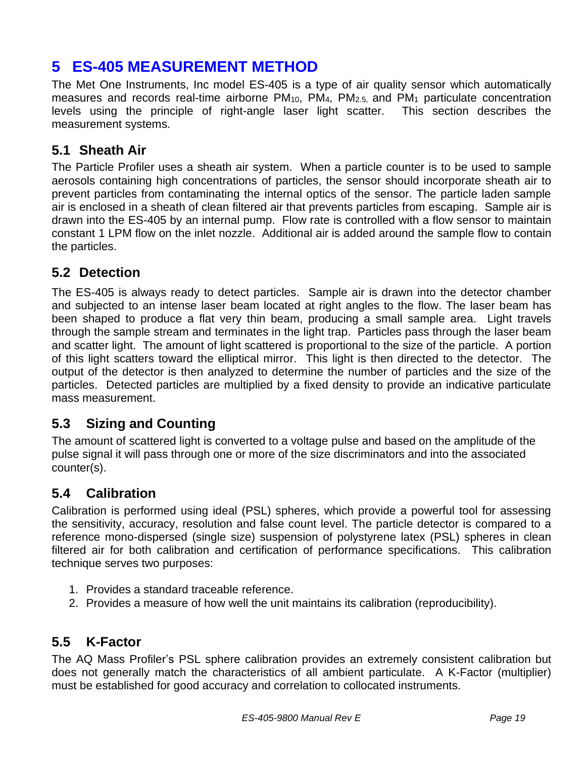# 5 ES-405 MEASUREMENT METHOD

The Met One Instruments, Inc model ES-405 is a type of air quality sensor which automatically measures and records real-time airborne $PM_{10}$, $PM_4$, $PM_{2.5}$, and $PM_1$ particulate concentration levels using the principle of right-angle laser light scatter. This section describes the measurement systems.

## 5.1 Sheath Air

The Particle Profiler uses a sheath air system. When a particle counter is to be used to sample aerosols containing high concentrations of particles, the sensor should incorporate sheath air to prevent particles from contaminating the internal optics of the sensor. The particle laden sample air is enclosed in a sheath of clean filtered air that prevents particles from escaping. Sample air is drawn into the ES-405 by an internal pump. Flow rate is controlled with a flow sensor to maintain constant 1 LPM flow on the inlet nozzle. Additional air is added around the sample flow to contain the particles.

## 5.2 Detection

The ES-405 is always ready to detect particles. Sample air is drawn into the detector chamber and subjected to an intense laser beam located at right angles to the flow. The laser beam has been shaped to produce a flat very thin beam, producing a small sample area. Light travels through the sample stream and terminates in the light trap. Particles pass through the laser beam and scatter light. The amount of light scattered is proportional to the size of the particle. A portion of this light scatters toward the elliptical mirror. This light is then directed to the detector. The output of the detector is then analyzed to determine the number of particles and the size of the particles. Detected particles are multiplied by a fixed density to provide an indicative particulate mass measurement.

## 5.3 Sizing and Counting

The amount of scattered light is converted to a voltage pulse and based on the amplitude of the pulse signal it will pass through one or more of the size discriminators and into the associated counter(s).

## 5.4 Calibration

Calibration is performed using ideal (PSL) spheres, which provide a powerful tool for assessing the sensitivity, accuracy, resolution and false count level. The particle detector is compared to a reference mono-dispersed (single size) suspension of polystyrene latex (PSL) spheres in clean filtered air for both calibration and certification of performance specifications. This calibration technique serves two purposes:

1. Provides a standard traceable reference.
2. Provides a measure of how well the unit maintains its calibration (reproducibility).

## 5.5 K-Factor

The AQ Mass Profiler's PSL sphere calibration provides an extremely consistent calibration but does not generally match the characteristics of all ambient particulate. A K-Factor (multiplier) must be established for good accuracy and correlation to collocated instruments.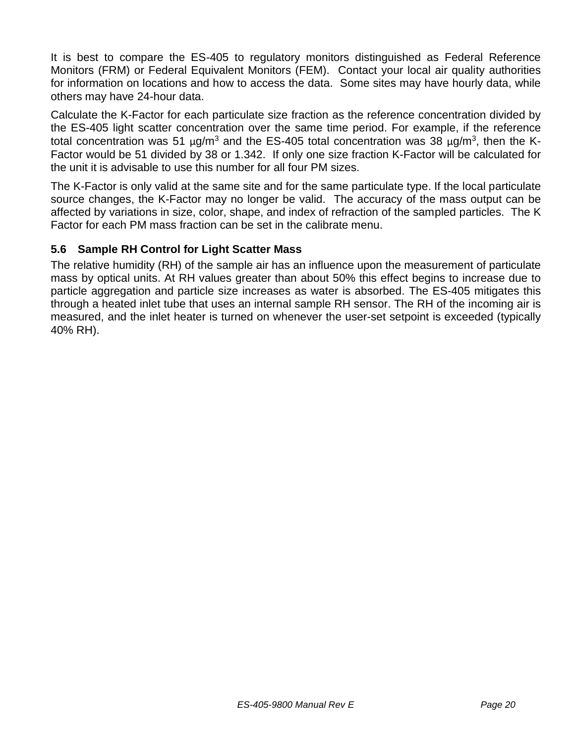It is best to compare the ES-405 to regulatory monitors distinguished as Federal Reference Monitors (FRM) or Federal Equivalent Monitors (FEM). Contact your local air quality authorities for information on locations and how to access the data. Some sites may have hourly data, while others may have 24-hour data.

Calculate the K-Factor for each particulate size fraction as the reference concentration divided by the ES-405 light scatter concentration over the same time period. For example, if the reference total concentration was 51 µg/$m^3$ and the ES-405 total concentration was 38 µg/$m^3$, then the K-Factor would be 51 divided by 38 or 1.342. If only one size fraction K-Factor will be calculated for the unit it is advisable to use this number for all four PM sizes.

The K-Factor is only valid at the same site and for the same particulate type. If the local particulate source changes, the K-Factor may no longer be valid. The accuracy of the mass output can be affected by variations in size, color, shape, and index of refraction of the sampled particles. The K Factor for each PM mass fraction can be set in the calibrate menu.

### 5.6 Sample RH Control for Light Scatter Mass

The relative humidity (RH) of the sample air has an influence upon the measurement of particulate mass by optical units. At RH values greater than about 50% this effect begins to increase due to particle aggregation and particle size increases as water is absorbed. The ES-405 mitigates this through a heated inlet tube that uses an internal sample RH sensor. The RH of the incoming air is measured, and the inlet heater is turned on whenever the user-set setpoint is exceeded (typically 40% RH).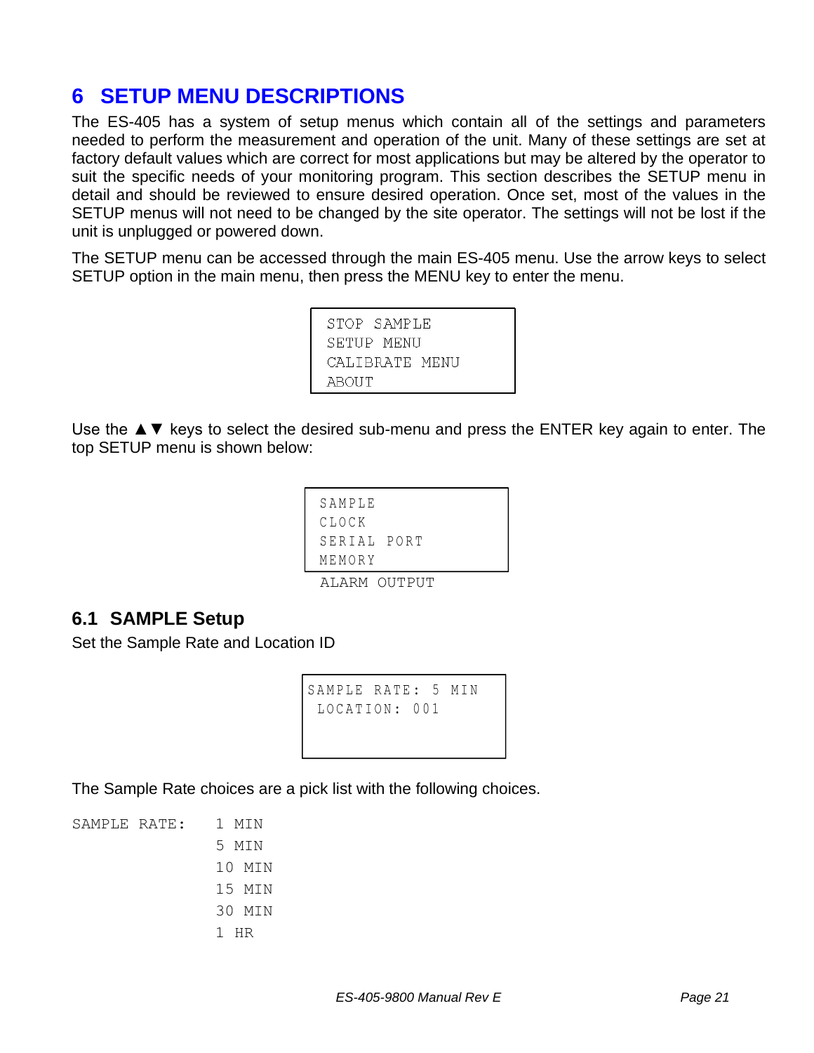# 6 SETUP MENU DESCRIPTIONS

The ES-405 has a system of setup menus which contain all of the settings and parameters needed to perform the measurement and operation of the unit. Many of these settings are set at factory default values which are correct for most applications but may be altered by the operator to suit the specific needs of your monitoring program. This section describes the SETUP menu in detail and should be reviewed to ensure desired operation. Once set, most of the values in the SETUP menus will not need to be changed by the site operator. The settings will not be lost if the unit is unplugged or powered down.

The SETUP menu can be accessed through the main ES-405 menu. Use the arrow keys to select SETUP option in the main menu, then press the MENU key to enter the menu.

```
STOP SAMPLE
SETUP MENU
CALIBRATE MENU
ABOUT
```

Use the ▲▼ keys to select the desired sub-menu and press the ENTER key again to enter. The top SETUP menu is shown below:

```
SAMPLE
CLOCK
SERIAL PORT
MEMORY
ALARM OUTPUT
```

## 6.1 SAMPLE Setup

Set the Sample Rate and Location ID

```
SAMPLE RATE: 5 MIN
 LOCATION: 001
```

The Sample Rate choices are a pick list with the following choices.

```
SAMPLE RATE:   1 MIN
               5 MIN
               10 MIN
               15 MIN
               30 MIN
               1 HR
```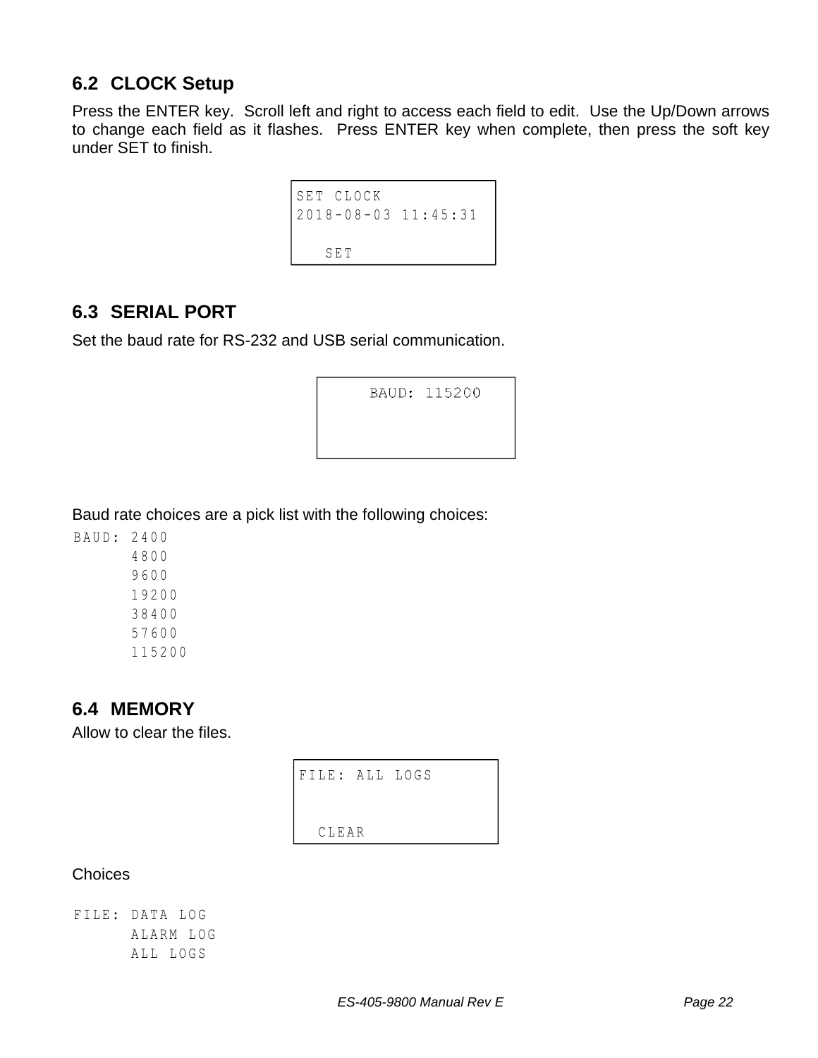## 6.2 CLOCK Setup

Press the ENTER key. Scroll left and right to access each field to edit. Use the Up/Down arrows to change each field as it flashes. Press ENTER key when complete, then press the soft key under SET to finish.

```
SET CLOCK
2018-08-03 11:45:31

   SET
```

## 6.3 SERIAL PORT

Set the baud rate for RS-232 and USB serial communication.

```
     BAUD: 115200


```

Baud rate choices are a pick list with the following choices:

```
BAUD: 2400
      4800
      9600
      19200
      38400
      57600
      115200
```

## 6.4 MEMORY

Allow to clear the files.

```
FILE: ALL LOGS


  CLEAR
```

Choices

```
FILE: DATA LOG
      ALARM LOG
      ALL LOGS
```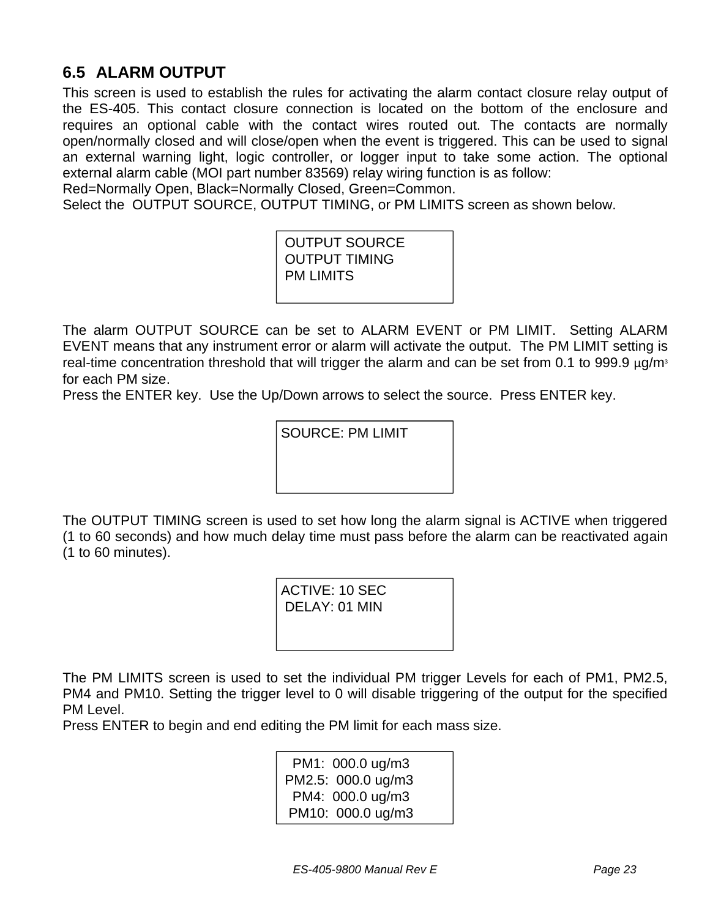## 6.5 ALARM OUTPUT

This screen is used to establish the rules for activating the alarm contact closure relay output of the ES-405. This contact closure connection is located on the bottom of the enclosure and requires an optional cable with the contact wires routed out. The contacts are normally open/normally closed and will close/open when the event is triggered. This can be used to signal an external warning light, logic controller, or logger input to take some action. The optional external alarm cable (MOI part number 83569) relay wiring function is as follow:
Red=Normally Open, Black=Normally Closed, Green=Common.
Select the OUTPUT SOURCE, OUTPUT TIMING, or PM LIMITS screen as shown below.

```
OUTPUT SOURCE
OUTPUT TIMING
PM LIMITS
```

The alarm OUTPUT SOURCE can be set to ALARM EVENT or PM LIMIT. Setting ALARM EVENT means that any instrument error or alarm will activate the output. The PM LIMIT setting is real-time concentration threshold that will trigger the alarm and can be set from 0.1 to 999.9 µg/m$^3$ for each PM size.
Press the ENTER key. Use the Up/Down arrows to select the source. Press ENTER key.

```
SOURCE: PM LIMIT
```

The OUTPUT TIMING screen is used to set how long the alarm signal is ACTIVE when triggered (1 to 60 seconds) and how much delay time must pass before the alarm can be reactivated again (1 to 60 minutes).

```
ACTIVE: 10 SEC
 DELAY: 01 MIN
```

The PM LIMITS screen is used to set the individual PM trigger Levels for each of PM1, PM2.5, PM4 and PM10. Setting the trigger level to 0 will disable triggering of the output for the specified PM Level.
Press ENTER to begin and end editing the PM limit for each mass size.

```
  PM1:  000.0 ug/m3
PM2.5:  000.0 ug/m3
  PM4:  000.0 ug/m3
 PM10:  000.0 ug/m3
```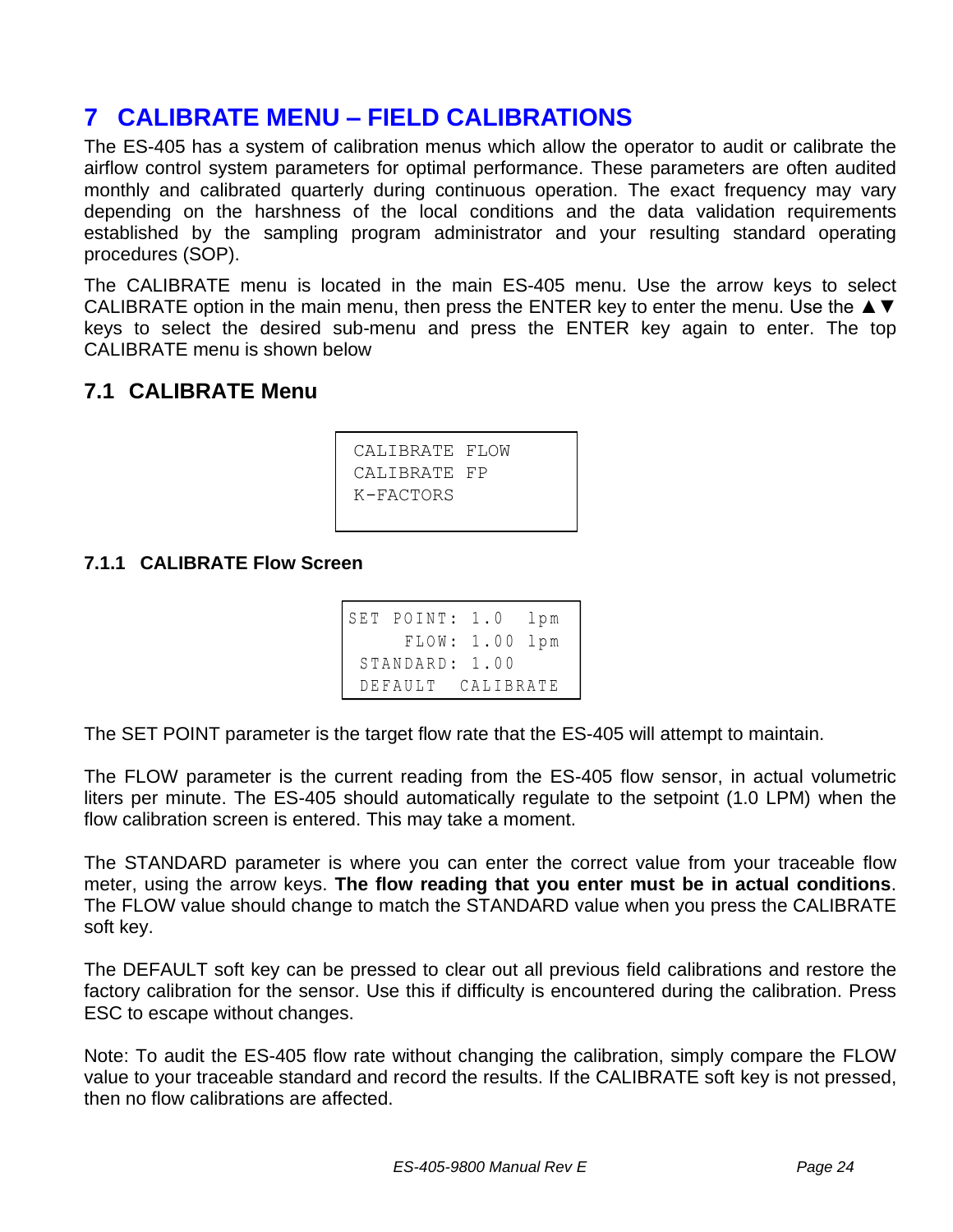# 7 CALIBRATE MENU – FIELD CALIBRATIONS

The ES-405 has a system of calibration menus which allow the operator to audit or calibrate the airflow control system parameters for optimal performance. These parameters are often audited monthly and calibrated quarterly during continuous operation. The exact frequency may vary depending on the harshness of the local conditions and the data validation requirements established by the sampling program administrator and your resulting standard operating procedures (SOP).

The CALIBRATE menu is located in the main ES-405 menu. Use the arrow keys to select CALIBRATE option in the main menu, then press the ENTER key to enter the menu. Use the ▲▼ keys to select the desired sub-menu and press the ENTER key again to enter. The top CALIBRATE menu is shown below

## 7.1 CALIBRATE Menu

```
CALIBRATE FLOW
CALIBRATE FP
K-FACTORS
```

### 7.1.1 CALIBRATE Flow Screen

```
SET POINT: 1.0  lpm
     FLOW: 1.00 lpm
 STANDARD: 1.00
 DEFAULT  CALIBRATE
```

The SET POINT parameter is the target flow rate that the ES-405 will attempt to maintain.

The FLOW parameter is the current reading from the ES-405 flow sensor, in actual volumetric liters per minute. The ES-405 should automatically regulate to the setpoint (1.0 LPM) when the flow calibration screen is entered. This may take a moment.

The STANDARD parameter is where you can enter the correct value from your traceable flow meter, using the arrow keys. **The flow reading that you enter must be in actual conditions**. The FLOW value should change to match the STANDARD value when you press the CALIBRATE soft key.

The DEFAULT soft key can be pressed to clear out all previous field calibrations and restore the factory calibration for the sensor. Use this if difficulty is encountered during the calibration. Press ESC to escape without changes.

Note: To audit the ES-405 flow rate without changing the calibration, simply compare the FLOW value to your traceable standard and record the results. If the CALIBRATE soft key is not pressed, then no flow calibrations are affected.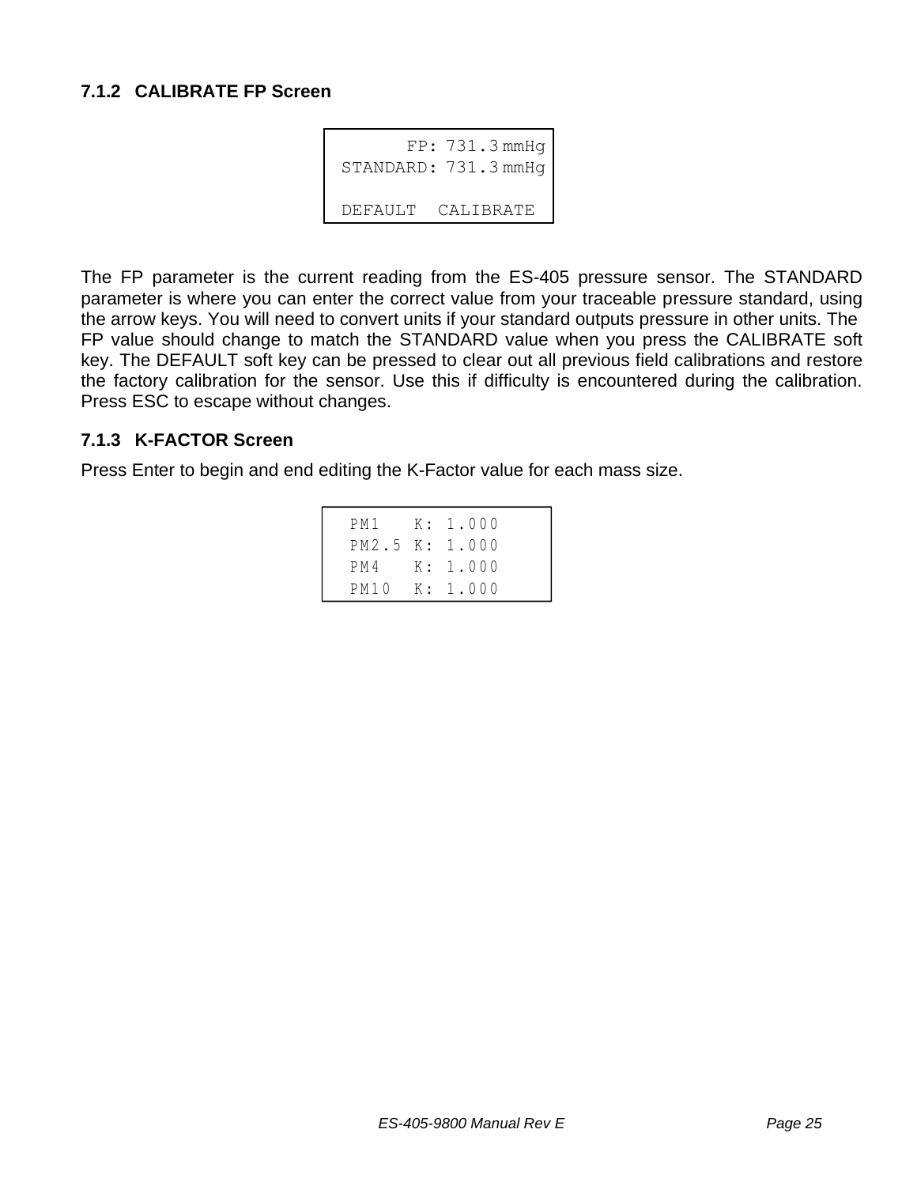### 7.1.2 CALIBRATE FP Screen

```
       FP: 731.3 mmHg
STANDARD: 731.3 mmHg

DEFAULT  CALIBRATE
```

The FP parameter is the current reading from the ES-405 pressure sensor. The STANDARD parameter is where you can enter the correct value from your traceable pressure standard, using the arrow keys. You will need to convert units if your standard outputs pressure in other units. The FP value should change to match the STANDARD value when you press the CALIBRATE soft key. The DEFAULT soft key can be pressed to clear out all previous field calibrations and restore the factory calibration for the sensor. Use this if difficulty is encountered during the calibration. Press ESC to escape without changes.

### 7.1.3 K-FACTOR Screen

Press Enter to begin and end editing the K-Factor value for each mass size.

```
PM1    K: 1.000
PM2.5  K: 1.000
PM4    K: 1.000
PM10   K: 1.000
```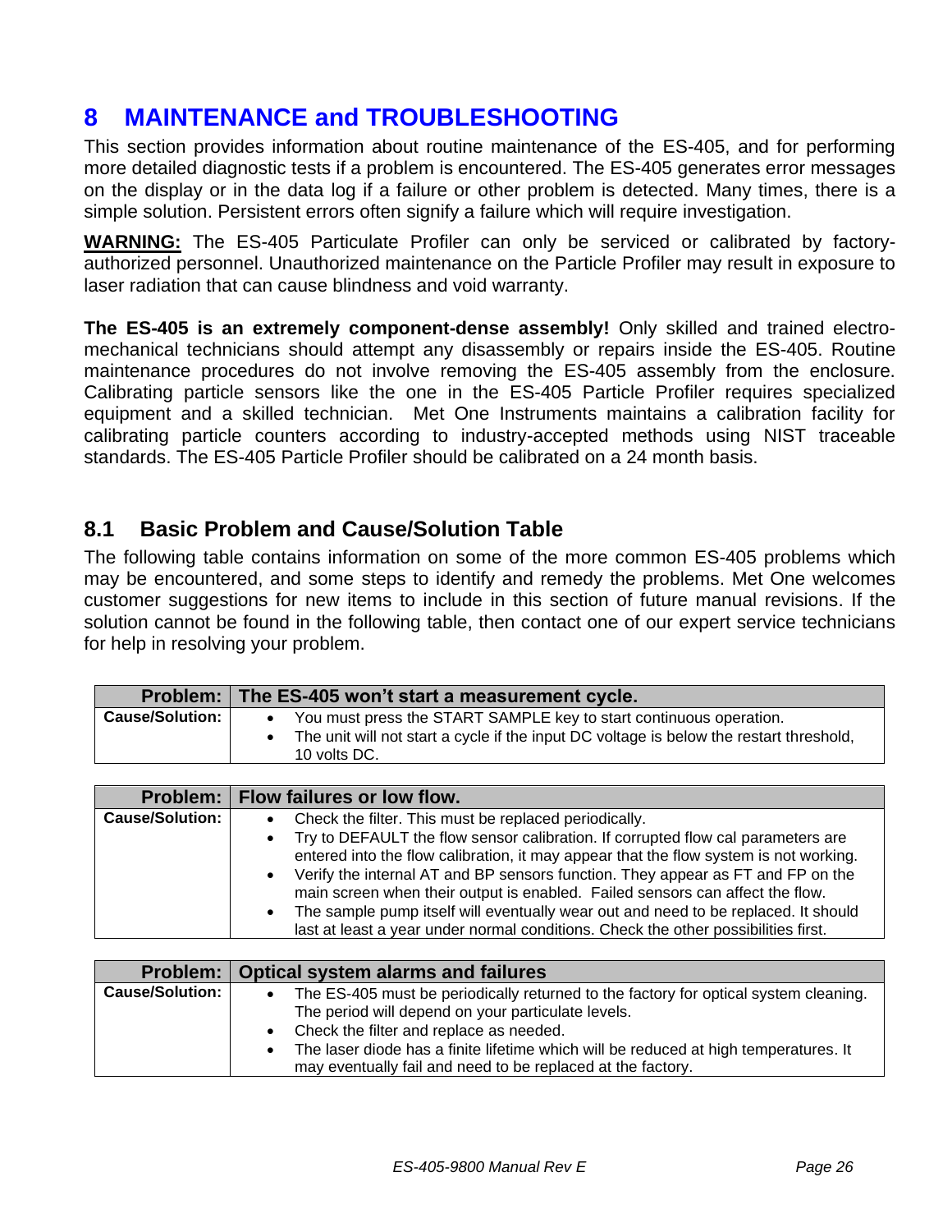# 8 MAINTENANCE and TROUBLESHOOTING

This section provides information about routine maintenance of the ES-405, and for performing more detailed diagnostic tests if a problem is encountered. The ES-405 generates error messages on the display or in the data log if a failure or other problem is detected. Many times, there is a simple solution. Persistent errors often signify a failure which will require investigation.

**WARNING:** The ES-405 Particulate Profiler can only be serviced or calibrated by factory-authorized personnel. Unauthorized maintenance on the Particle Profiler may result in exposure to laser radiation that can cause blindness and void warranty.

**The ES-405 is an extremely component-dense assembly!** Only skilled and trained electro-mechanical technicians should attempt any disassembly or repairs inside the ES-405. Routine maintenance procedures do not involve removing the ES-405 assembly from the enclosure. Calibrating particle sensors like the one in the ES-405 Particle Profiler requires specialized equipment and a skilled technician. Met One Instruments maintains a calibration facility for calibrating particle counters according to industry-accepted methods using NIST traceable standards. The ES-405 Particle Profiler should be calibrated on a 24 month basis.

## 8.1 Basic Problem and Cause/Solution Table

The following table contains information on some of the more common ES-405 problems which may be encountered, and some steps to identify and remedy the problems. Met One welcomes customer suggestions for new items to include in this section of future manual revisions. If the solution cannot be found in the following table, then contact one of our expert service technicians for help in resolving your problem.

| Problem: | The ES-405 won't start a measurement cycle. |
|---|---|
| Cause/Solution: | • You must press the START SAMPLE key to start continuous operation.<br>• The unit will not start a cycle if the input DC voltage is below the restart threshold, 10 volts DC. |

| Problem: | Flow failures or low flow. |
|---|---|
| Cause/Solution: | • Check the filter. This must be replaced periodically.<br>• Try to DEFAULT the flow sensor calibration. If corrupted flow cal parameters are entered into the flow calibration, it may appear that the flow system is not working.<br>• Verify the internal AT and BP sensors function. They appear as FT and FP on the main screen when their output is enabled. Failed sensors can affect the flow.<br>• The sample pump itself will eventually wear out and need to be replaced. It should last at least a year under normal conditions. Check the other possibilities first. |

| Problem: | Optical system alarms and failures |
|---|---|
| Cause/Solution: | • The ES-405 must be periodically returned to the factory for optical system cleaning. The period will depend on your particulate levels.<br>• Check the filter and replace as needed.<br>• The laser diode has a finite lifetime which will be reduced at high temperatures. It may eventually fail and need to be replaced at the factory. |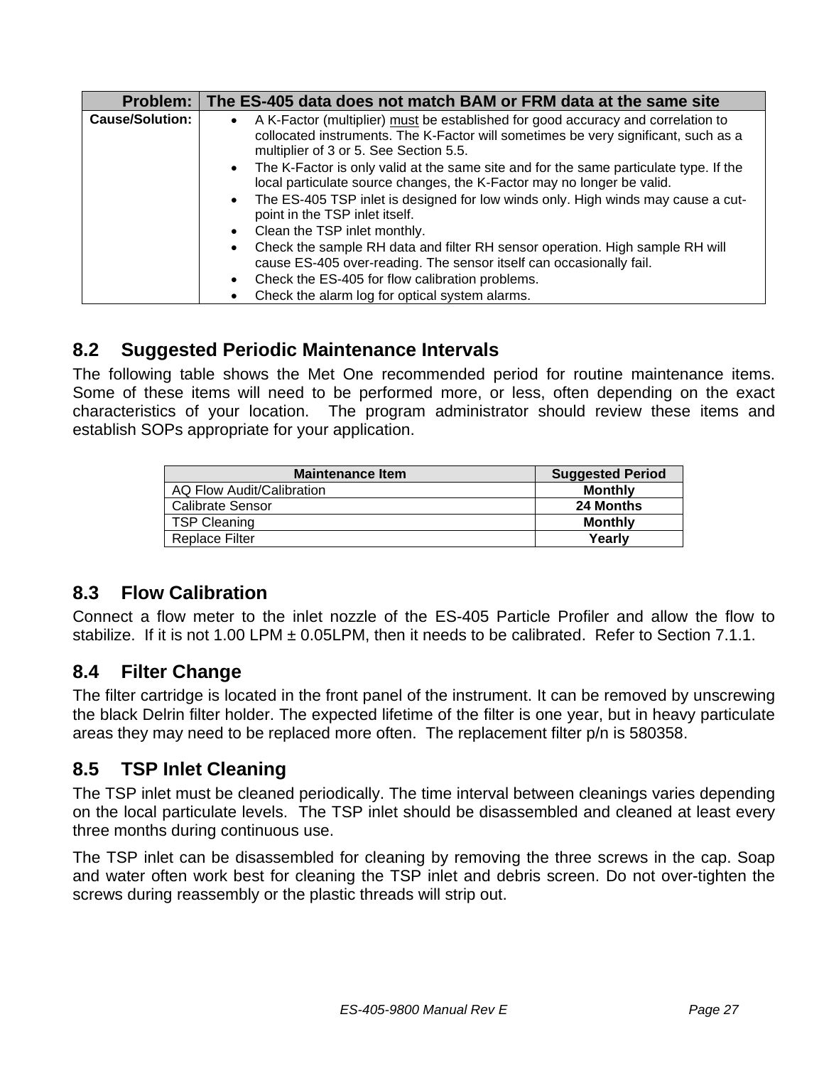| Problem: | The ES-405 data does not match BAM or FRM data at the same site |
|---|---|
| Cause/Solution: | • A K-Factor (multiplier) <u>must</u> be established for good accuracy and correlation to collocated instruments. The K-Factor will sometimes be very significant, such as a multiplier of 3 or 5. See Section 5.5.<br>• The K-Factor is only valid at the same site and for the same particulate type. If the local particulate source changes, the K-Factor may no longer be valid.<br>• The ES-405 TSP inlet is designed for low winds only. High winds may cause a cut-point in the TSP inlet itself.<br>• Clean the TSP inlet monthly.<br>• Check the sample RH data and filter RH sensor operation. High sample RH will cause ES-405 over-reading. The sensor itself can occasionally fail.<br>• Check the ES-405 for flow calibration problems.<br>• Check the alarm log for optical system alarms. |

## 8.2 Suggested Periodic Maintenance Intervals

The following table shows the Met One recommended period for routine maintenance items. Some of these items will need to be performed more, or less, often depending on the exact characteristics of your location. The program administrator should review these items and establish SOPs appropriate for your application.

| Maintenance Item | Suggested Period |
|---|---|
| AQ Flow Audit/Calibration | **Monthly** |
| Calibrate Sensor | **24 Months** |
| TSP Cleaning | **Monthly** |
| Replace Filter | **Yearly** |

## 8.3 Flow Calibration

Connect a flow meter to the inlet nozzle of the ES-405 Particle Profiler and allow the flow to stabilize. If it is not 1.00 LPM ± 0.05LPM, then it needs to be calibrated. Refer to Section 7.1.1.

## 8.4 Filter Change

The filter cartridge is located in the front panel of the instrument. It can be removed by unscrewing the black Delrin filter holder. The expected lifetime of the filter is one year, but in heavy particulate areas they may need to be replaced more often. The replacement filter p/n is 580358.

## 8.5 TSP Inlet Cleaning

The TSP inlet must be cleaned periodically. The time interval between cleanings varies depending on the local particulate levels. The TSP inlet should be disassembled and cleaned at least every three months during continuous use.

The TSP inlet can be disassembled for cleaning by removing the three screws in the cap. Soap and water often work best for cleaning the TSP inlet and debris screen. Do not over-tighten the screws during reassembly or the plastic threads will strip out.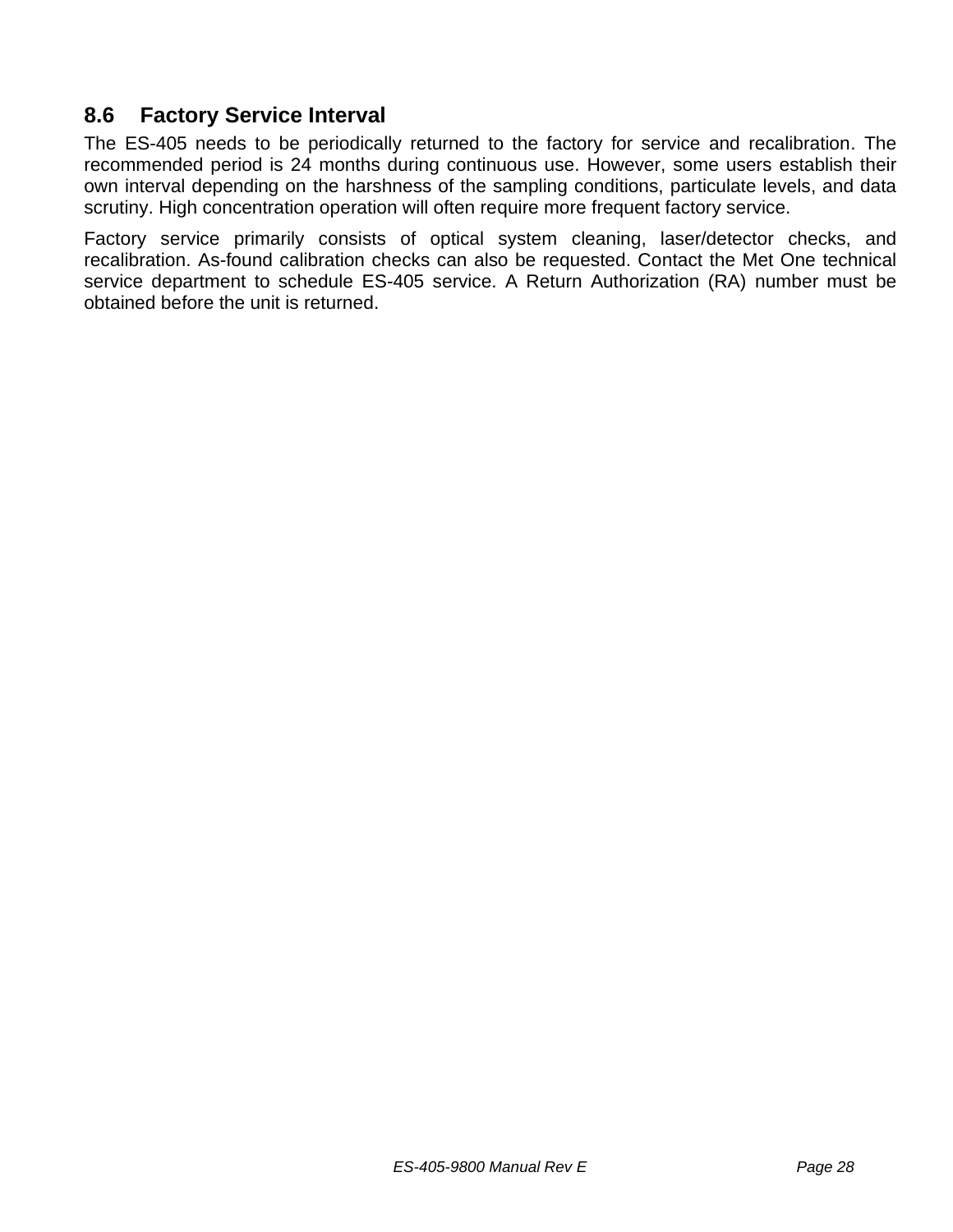## 8.6 Factory Service Interval

The ES-405 needs to be periodically returned to the factory for service and recalibration. The recommended period is 24 months during continuous use. However, some users establish their own interval depending on the harshness of the sampling conditions, particulate levels, and data scrutiny. High concentration operation will often require more frequent factory service.

Factory service primarily consists of optical system cleaning, laser/detector checks, and recalibration. As-found calibration checks can also be requested. Contact the Met One technical service department to schedule ES-405 service. A Return Authorization (RA) number must be obtained before the unit is returned.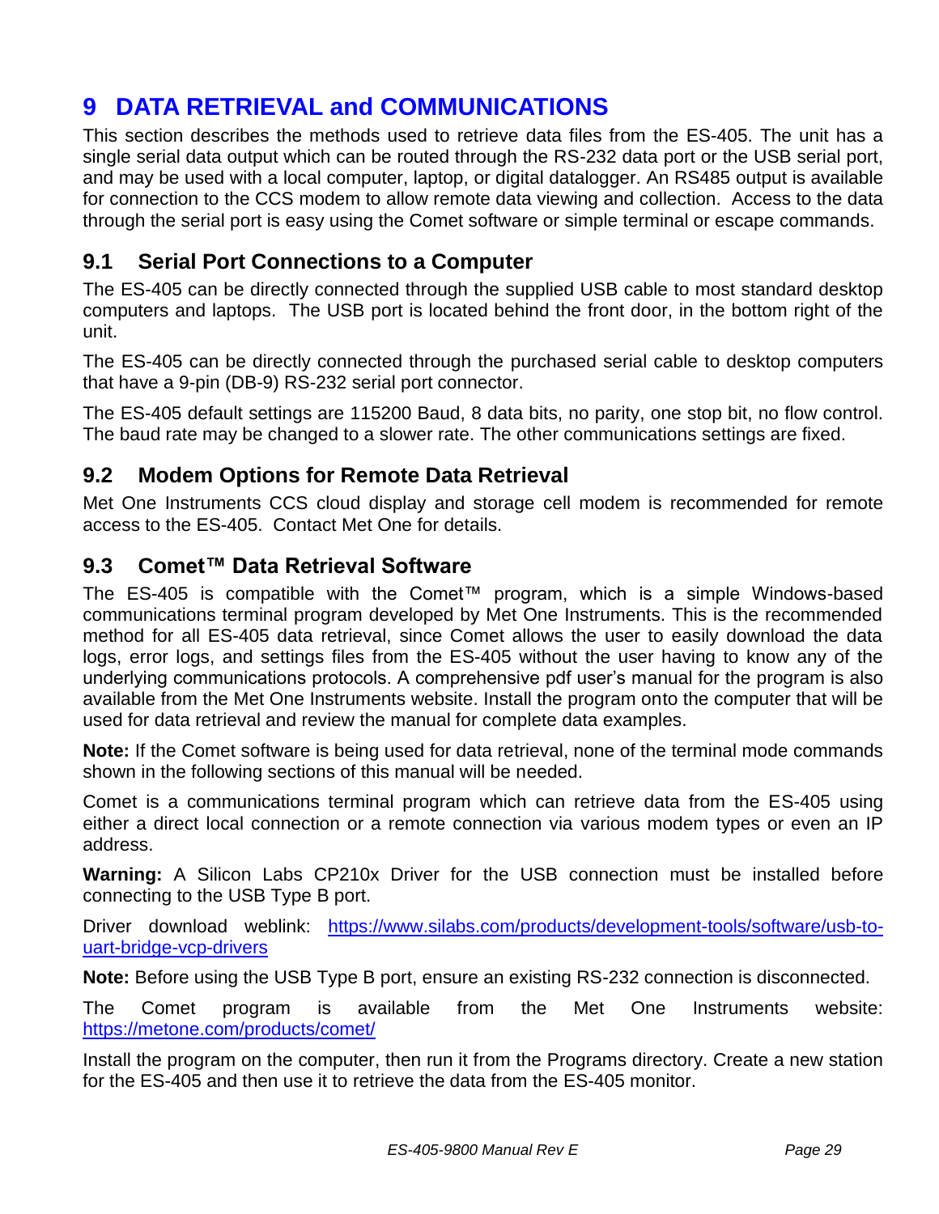# 9 DATA RETRIEVAL and COMMUNICATIONS

This section describes the methods used to retrieve data files from the ES-405. The unit has a single serial data output which can be routed through the RS-232 data port or the USB serial port, and may be used with a local computer, laptop, or digital datalogger. An RS485 output is available for connection to the CCS modem to allow remote data viewing and collection. Access to the data through the serial port is easy using the Comet software or simple terminal or escape commands.

## 9.1 Serial Port Connections to a Computer

The ES-405 can be directly connected through the supplied USB cable to most standard desktop computers and laptops. The USB port is located behind the front door, in the bottom right of the unit.

The ES-405 can be directly connected through the purchased serial cable to desktop computers that have a 9-pin (DB-9) RS-232 serial port connector.

The ES-405 default settings are 115200 Baud, 8 data bits, no parity, one stop bit, no flow control. The baud rate may be changed to a slower rate. The other communications settings are fixed.

## 9.2 Modem Options for Remote Data Retrieval

Met One Instruments CCS cloud display and storage cell modem is recommended for remote access to the ES-405. Contact Met One for details.

## 9.3 Comet™ Data Retrieval Software

The ES-405 is compatible with the Comet™ program, which is a simple Windows-based communications terminal program developed by Met One Instruments. This is the recommended method for all ES-405 data retrieval, since Comet allows the user to easily download the data logs, error logs, and settings files from the ES-405 without the user having to know any of the underlying communications protocols. A comprehensive pdf user's manual for the program is also available from the Met One Instruments website. Install the program onto the computer that will be used for data retrieval and review the manual for complete data examples.

**Note:** If the Comet software is being used for data retrieval, none of the terminal mode commands shown in the following sections of this manual will be needed.

Comet is a communications terminal program which can retrieve data from the ES-405 using either a direct local connection or a remote connection via various modem types or even an IP address.

**Warning:** A Silicon Labs CP210x Driver for the USB connection must be installed before connecting to the USB Type B port.

Driver download weblink: https://www.silabs.com/products/development-tools/software/usb-to-uart-bridge-vcp-drivers

**Note:** Before using the USB Type B port, ensure an existing RS-232 connection is disconnected.

The Comet program is available from the Met One Instruments website: https://metone.com/products/comet/

Install the program on the computer, then run it from the Programs directory. Create a new station for the ES-405 and then use it to retrieve the data from the ES-405 monitor.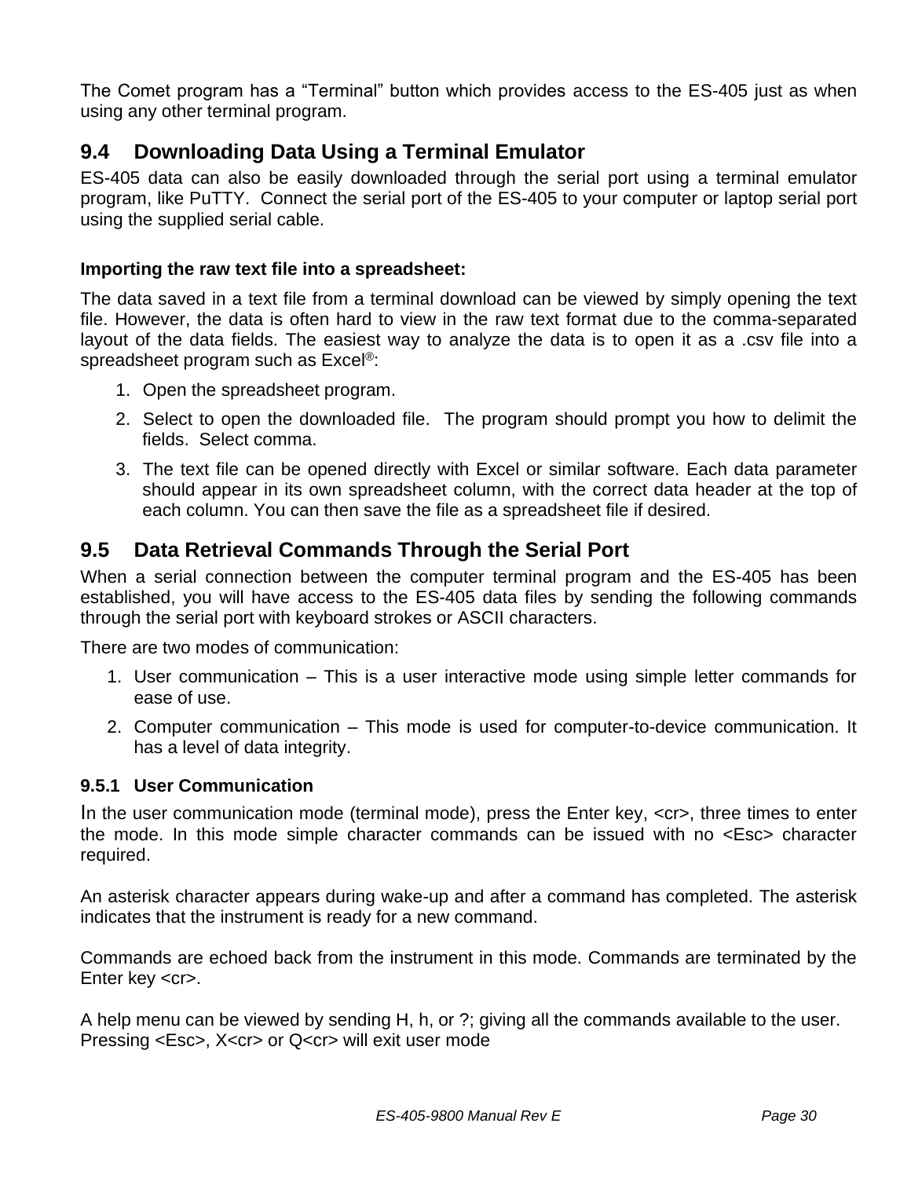The Comet program has a "Terminal" button which provides access to the ES-405 just as when using any other terminal program.

## 9.4 Downloading Data Using a Terminal Emulator

ES-405 data can also be easily downloaded through the serial port using a terminal emulator program, like PuTTY. Connect the serial port of the ES-405 to your computer or laptop serial port using the supplied serial cable.

**Importing the raw text file into a spreadsheet:**

The data saved in a text file from a terminal download can be viewed by simply opening the text file. However, the data is often hard to view in the raw text format due to the comma-separated layout of the data fields. The easiest way to analyze the data is to open it as a .csv file into a spreadsheet program such as Excel®:

1. Open the spreadsheet program.
2. Select to open the downloaded file. The program should prompt you how to delimit the fields. Select comma.
3. The text file can be opened directly with Excel or similar software. Each data parameter should appear in its own spreadsheet column, with the correct data header at the top of each column. You can then save the file as a spreadsheet file if desired.

## 9.5 Data Retrieval Commands Through the Serial Port

When a serial connection between the computer terminal program and the ES-405 has been established, you will have access to the ES-405 data files by sending the following commands through the serial port with keyboard strokes or ASCII characters.

There are two modes of communication:

1. User communication – This is a user interactive mode using simple letter commands for ease of use.
2. Computer communication – This mode is used for computer-to-device communication. It has a level of data integrity.

### 9.5.1 User Communication

In the user communication mode (terminal mode), press the Enter key, <cr>, three times to enter the mode. In this mode simple character commands can be issued with no <Esc> character required.

An asterisk character appears during wake-up and after a command has completed. The asterisk indicates that the instrument is ready for a new command.

Commands are echoed back from the instrument in this mode. Commands are terminated by the Enter key <cr>.

A help menu can be viewed by sending H, h, or ?; giving all the commands available to the user.
Pressing <Esc>, X<cr> or Q<cr> will exit user mode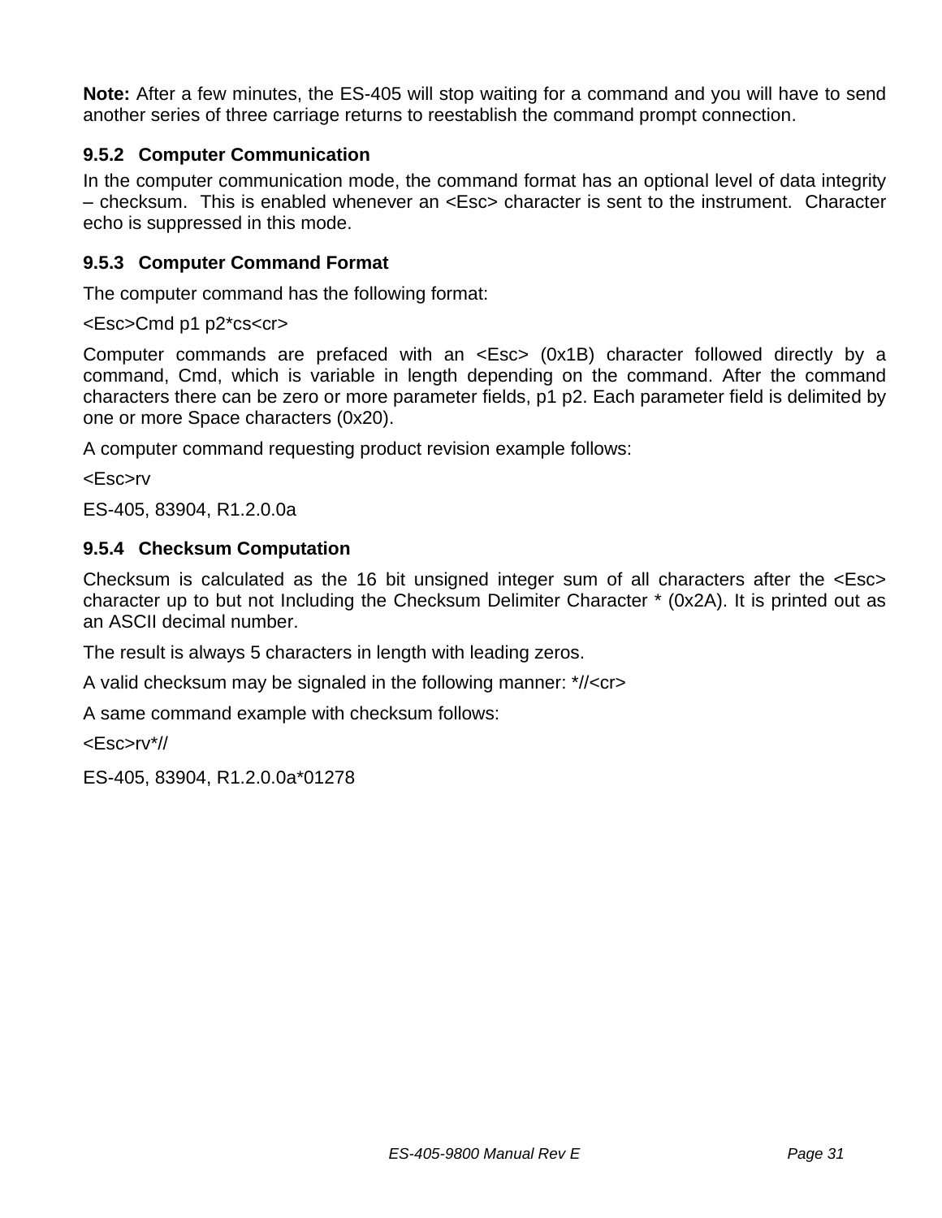**Note:** After a few minutes, the ES-405 will stop waiting for a command and you will have to send another series of three carriage returns to reestablish the command prompt connection.

### 9.5.2 Computer Communication

In the computer communication mode, the command format has an optional level of data integrity – checksum. This is enabled whenever an <Esc> character is sent to the instrument. Character echo is suppressed in this mode.

### 9.5.3 Computer Command Format

The computer command has the following format:

<Esc>Cmd p1 p2*cs<cr>

Computer commands are prefaced with an <Esc> (0x1B) character followed directly by a command, Cmd, which is variable in length depending on the command. After the command characters there can be zero or more parameter fields, p1 p2. Each parameter field is delimited by one or more Space characters (0x20).

A computer command requesting product revision example follows:

<Esc>rv

ES-405, 83904, R1.2.0.0a

### 9.5.4 Checksum Computation

Checksum is calculated as the 16 bit unsigned integer sum of all characters after the <Esc> character up to but not Including the Checksum Delimiter Character * (0x2A). It is printed out as an ASCII decimal number.

The result is always 5 characters in length with leading zeros.

A valid checksum may be signaled in the following manner: *//<cr>

A same command example with checksum follows:

<Esc>rv*//

ES-405, 83904, R1.2.0.0a*01278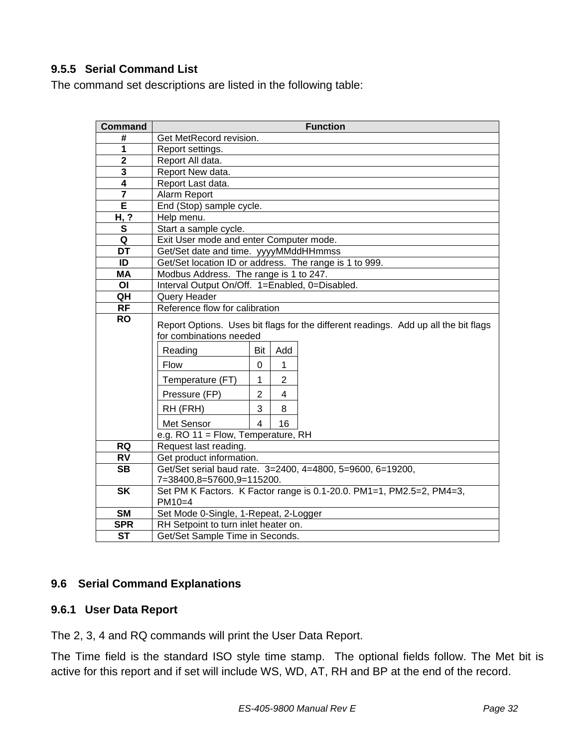### 9.5.5 Serial Command List

The command set descriptions are listed in the following table:

| Command | Function |
|---|---|
| **#** | Get MetRecord revision. |
| **1** | Report settings. |
| **2** | Report All data. |
| **3** | Report New data. |
| **4** | Report Last data. |
| **7** | Alarm Report |
| **E** | End (Stop) sample cycle. |
| **H, ?** | Help menu. |
| **S** | Start a sample cycle. |
| **Q** | Exit User mode and enter Computer mode. |
| **DT** | Get/Set date and time. yyyyMMddHHmmss |
| **ID** | Get/Set location ID or address. The range is 1 to 999. |
| **MA** | Modbus Address. The range is 1 to 247. |
| **OI** | Interval Output On/Off. 1=Enabled, 0=Disabled. |
| **QH** | Query Header |
| **RF** | Reference flow for calibration |
| **RO** | Report Options. Uses bit flags for the different readings. Add up all the bit flags for combinations needed<br>Reading / Bit / Add:<br>Flow / 0 / 1<br>Temperature (FT) / 1 / 2<br>Pressure (FP) / 2 / 4<br>RH (FRH) / 3 / 8<br>Met Sensor / 4 / 16<br>e.g. RO 11 = Flow, Temperature, RH |
| **RQ** | Request last reading. |
| **RV** | Get product information. |
| **SB** | Get/Set serial baud rate. 3=2400, 4=4800, 5=9600, 6=19200, 7=38400,8=57600,9=115200. |
| **SK** | Set PM K Factors. K Factor range is 0.1-20.0. PM1=1, PM2.5=2, PM4=3, PM10=4 |
| **SM** | Set Mode 0-Single, 1-Repeat, 2-Logger |
| **SPR** | RH Setpoint to turn inlet heater on. |
| **ST** | Get/Set Sample Time in Seconds. |

## 9.6 Serial Command Explanations

### 9.6.1 User Data Report

The 2, 3, 4 and RQ commands will print the User Data Report.

The Time field is the standard ISO style time stamp. The optional fields follow. The Met bit is active for this report and if set will include WS, WD, AT, RH and BP at the end of the record.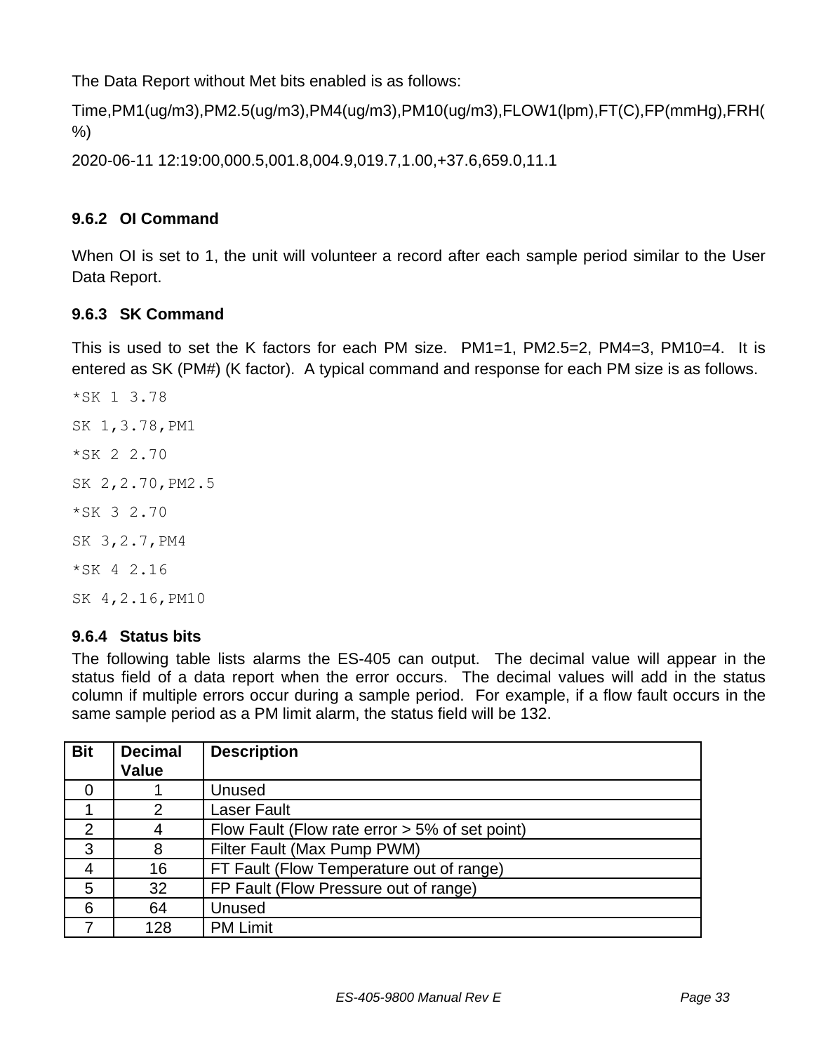The Data Report without Met bits enabled is as follows:

Time,PM1(ug/m3),PM2.5(ug/m3),PM4(ug/m3),PM10(ug/m3),FLOW1(lpm),FT(C),FP(mmHg),FRH(%)

2020-06-11 12:19:00,000.5,001.8,004.9,019.7,1.00,+37.6,659.0,11.1

### 9.6.2 OI Command

When OI is set to 1, the unit will volunteer a record after each sample period similar to the User Data Report.

### 9.6.3 SK Command

This is used to set the K factors for each PM size. PM1=1, PM2.5=2, PM4=3, PM10=4. It is entered as SK (PM#) (K factor). A typical command and response for each PM size is as follows.

```
*SK 1 3.78
SK 1,3.78,PM1
*SK 2 2.70
SK 2,2.70,PM2.5
*SK 3 2.70
SK 3,2.7,PM4
*SK 4 2.16
SK 4,2.16,PM10
```

### 9.6.4 Status bits

The following table lists alarms the ES-405 can output. The decimal value will appear in the status field of a data report when the error occurs. The decimal values will add in the status column if multiple errors occur during a sample period. For example, if a flow fault occurs in the same sample period as a PM limit alarm, the status field will be 132.

| Bit | Decimal Value | Description |
|---|---|---|
| 0 | 1 | Unused |
| 1 | 2 | Laser Fault |
| 2 | 4 | Flow Fault (Flow rate error > 5% of set point) |
| 3 | 8 | Filter Fault (Max Pump PWM) |
| 4 | 16 | FT Fault (Flow Temperature out of range) |
| 5 | 32 | FP Fault (Flow Pressure out of range) |
| 6 | 64 | Unused |
| 7 | 128 | PM Limit |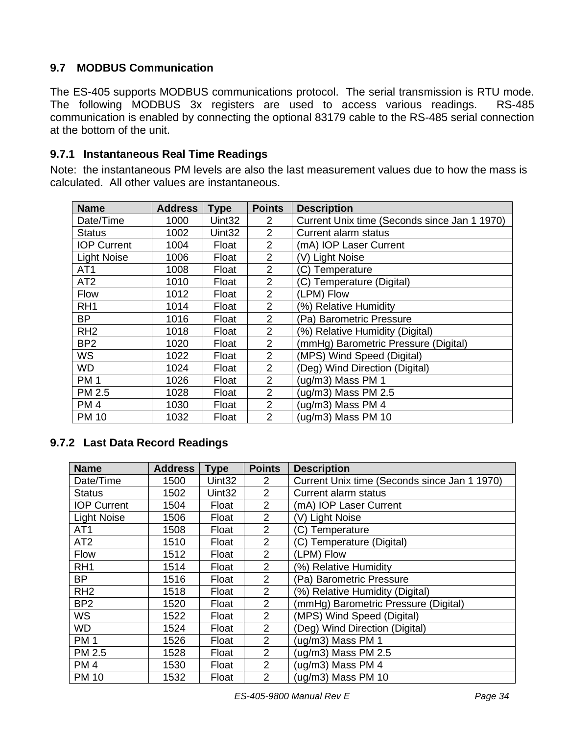## 9.7 MODBUS Communication

The ES-405 supports MODBUS communications protocol. The serial transmission is RTU mode. The following MODBUS 3x registers are used to access various readings. RS-485 communication is enabled by connecting the optional 83179 cable to the RS-485 serial connection at the bottom of the unit.

### 9.7.1 Instantaneous Real Time Readings

Note: the instantaneous PM levels are also the last measurement values due to how the mass is calculated. All other values are instantaneous.

| Name | Address | Type | Points | Description |
|---|---|---|---|---|
| Date/Time | 1000 | Uint32 | 2 | Current Unix time (Seconds since Jan 1 1970) |
| Status | 1002 | Uint32 | 2 | Current alarm status |
| IOP Current | 1004 | Float | 2 | (mA) IOP Laser Current |
| Light Noise | 1006 | Float | 2 | (V) Light Noise |
| AT1 | 1008 | Float | 2 | (C) Temperature |
| AT2 | 1010 | Float | 2 | (C) Temperature (Digital) |
| Flow | 1012 | Float | 2 | (LPM) Flow |
| RH1 | 1014 | Float | 2 | (%) Relative Humidity |
| BP | 1016 | Float | 2 | (Pa) Barometric Pressure |
| RH2 | 1018 | Float | 2 | (%) Relative Humidity (Digital) |
| BP2 | 1020 | Float | 2 | (mmHg) Barometric Pressure (Digital) |
| WS | 1022 | Float | 2 | (MPS) Wind Speed (Digital) |
| WD | 1024 | Float | 2 | (Deg) Wind Direction (Digital) |
| PM 1 | 1026 | Float | 2 | (ug/m3) Mass PM 1 |
| PM 2.5 | 1028 | Float | 2 | (ug/m3) Mass PM 2.5 |
| PM 4 | 1030 | Float | 2 | (ug/m3) Mass PM 4 |
| PM 10 | 1032 | Float | 2 | (ug/m3) Mass PM 10 |

### 9.7.2 Last Data Record Readings

| Name | Address | Type | Points | Description |
|---|---|---|---|---|
| Date/Time | 1500 | Uint32 | 2 | Current Unix time (Seconds since Jan 1 1970) |
| Status | 1502 | Uint32 | 2 | Current alarm status |
| IOP Current | 1504 | Float | 2 | (mA) IOP Laser Current |
| Light Noise | 1506 | Float | 2 | (V) Light Noise |
| AT1 | 1508 | Float | 2 | (C) Temperature |
| AT2 | 1510 | Float | 2 | (C) Temperature (Digital) |
| Flow | 1512 | Float | 2 | (LPM) Flow |
| RH1 | 1514 | Float | 2 | (%) Relative Humidity |
| BP | 1516 | Float | 2 | (Pa) Barometric Pressure |
| RH2 | 1518 | Float | 2 | (%) Relative Humidity (Digital) |
| BP2 | 1520 | Float | 2 | (mmHg) Barometric Pressure (Digital) |
| WS | 1522 | Float | 2 | (MPS) Wind Speed (Digital) |
| WD | 1524 | Float | 2 | (Deg) Wind Direction (Digital) |
| PM 1 | 1526 | Float | 2 | (ug/m3) Mass PM 1 |
| PM 2.5 | 1528 | Float | 2 | (ug/m3) Mass PM 2.5 |
| PM 4 | 1530 | Float | 2 | (ug/m3) Mass PM 4 |
| PM 10 | 1532 | Float | 2 | (ug/m3) Mass PM 10 |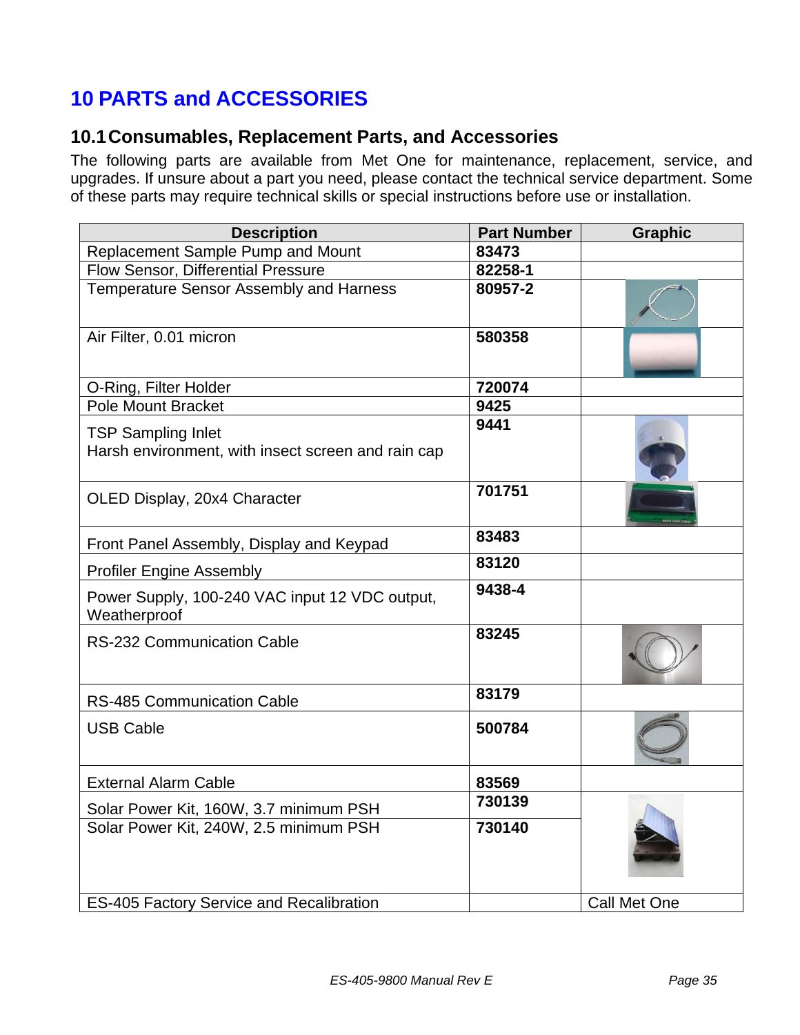# 10 PARTS and ACCESSORIES

## 10.1 Consumables, Replacement Parts, and Accessories

The following parts are available from Met One for maintenance, replacement, service, and upgrades. If unsure about a part you need, please contact the technical service department. Some of these parts may require technical skills or special instructions before use or installation.

| Description | Part Number | Graphic |
|---|---|---|
| Replacement Sample Pump and Mount | **83473** | |
| Flow Sensor, Differential Pressure | **82258-1** | |
| Temperature Sensor Assembly and Harness | **80957-2** | |
| Air Filter, 0.01 micron | **580358** | |
| O-Ring, Filter Holder | **720074** | |
| Pole Mount Bracket | **9425** | |
| TSP Sampling Inlet<br>Harsh environment, with insect screen and rain cap | **9441** | |
| OLED Display, 20x4 Character | **701751** | |
| Front Panel Assembly, Display and Keypad | **83483** | |
| Profiler Engine Assembly | **83120** | |
| Power Supply, 100-240 VAC input 12 VDC output, Weatherproof | **9438-4** | |
| RS-232 Communication Cable | **83245** | |
| RS-485 Communication Cable | **83179** | |
| USB Cable | **500784** | |
| External Alarm Cable | **83569** | |
| Solar Power Kit, 160W, 3.7 minimum PSH | **730139** | |
| Solar Power Kit, 240W, 2.5 minimum PSH | **730140** | |
| ES-405 Factory Service and Recalibration | | Call Met One |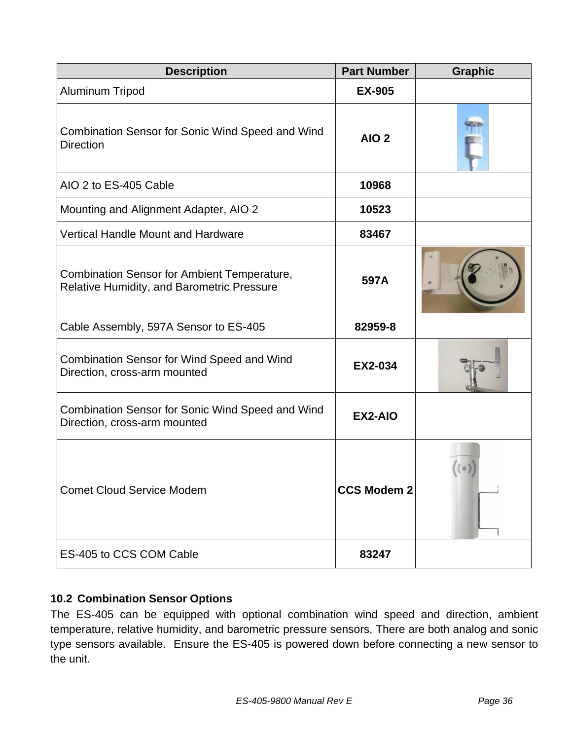| Description | Part Number | Graphic |
|---|---|---|
| Aluminum Tripod | **EX-905** | |
| Combination Sensor for Sonic Wind Speed and Wind Direction | **AIO 2** | |
| AIO 2 to ES-405 Cable | **10968** | |
| Mounting and Alignment Adapter, AIO 2 | **10523** | |
| Vertical Handle Mount and Hardware | **83467** | |
| Combination Sensor for Ambient Temperature, Relative Humidity, and Barometric Pressure | **597A** | |
| Cable Assembly, 597A Sensor to ES-405 | **82959-8** | |
| Combination Sensor for Wind Speed and Wind Direction, cross-arm mounted | **EX2-034** | |
| Combination Sensor for Sonic Wind Speed and Wind Direction, cross-arm mounted | **EX2-AIO** | |
| Comet Cloud Service Modem | **CCS Modem 2** | |
| ES-405 to CCS COM Cable | **83247** | |

### 10.2 Combination Sensor Options

The ES-405 can be equipped with optional combination wind speed and direction, ambient temperature, relative humidity, and barometric pressure sensors. There are both analog and sonic type sensors available. Ensure the ES-405 is powered down before connecting a new sensor to the unit.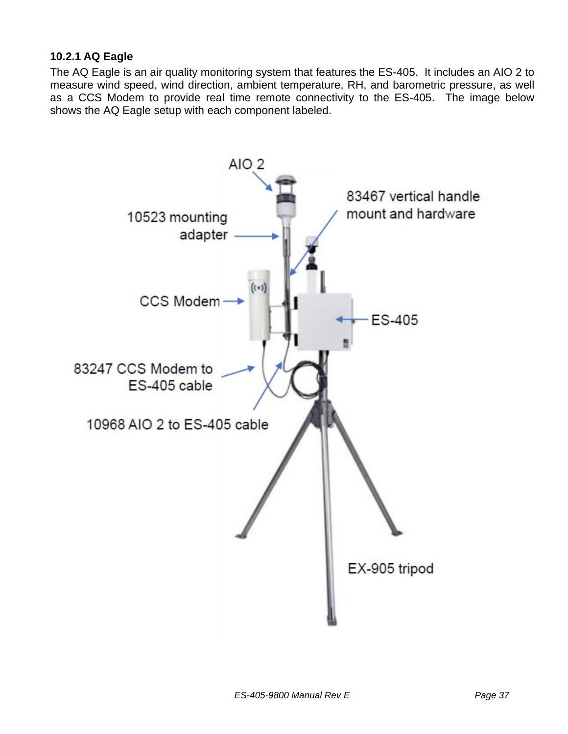### 10.2.1 AQ Eagle

The AQ Eagle is an air quality monitoring system that features the ES-405. It includes an AIO 2 to measure wind speed, wind direction, ambient temperature, RH, and barometric pressure, as well as a CCS Modem to provide real time remote connectivity to the ES-405. The image below shows the AQ Eagle setup with each component labeled.

AIO 2

10523 mounting adapter

83467 vertical handle mount and hardware

CCS Modem

ES-405

83247 CCS Modem to ES-405 cable

10968 AIO 2 to ES-405 cable

EX-905 tripod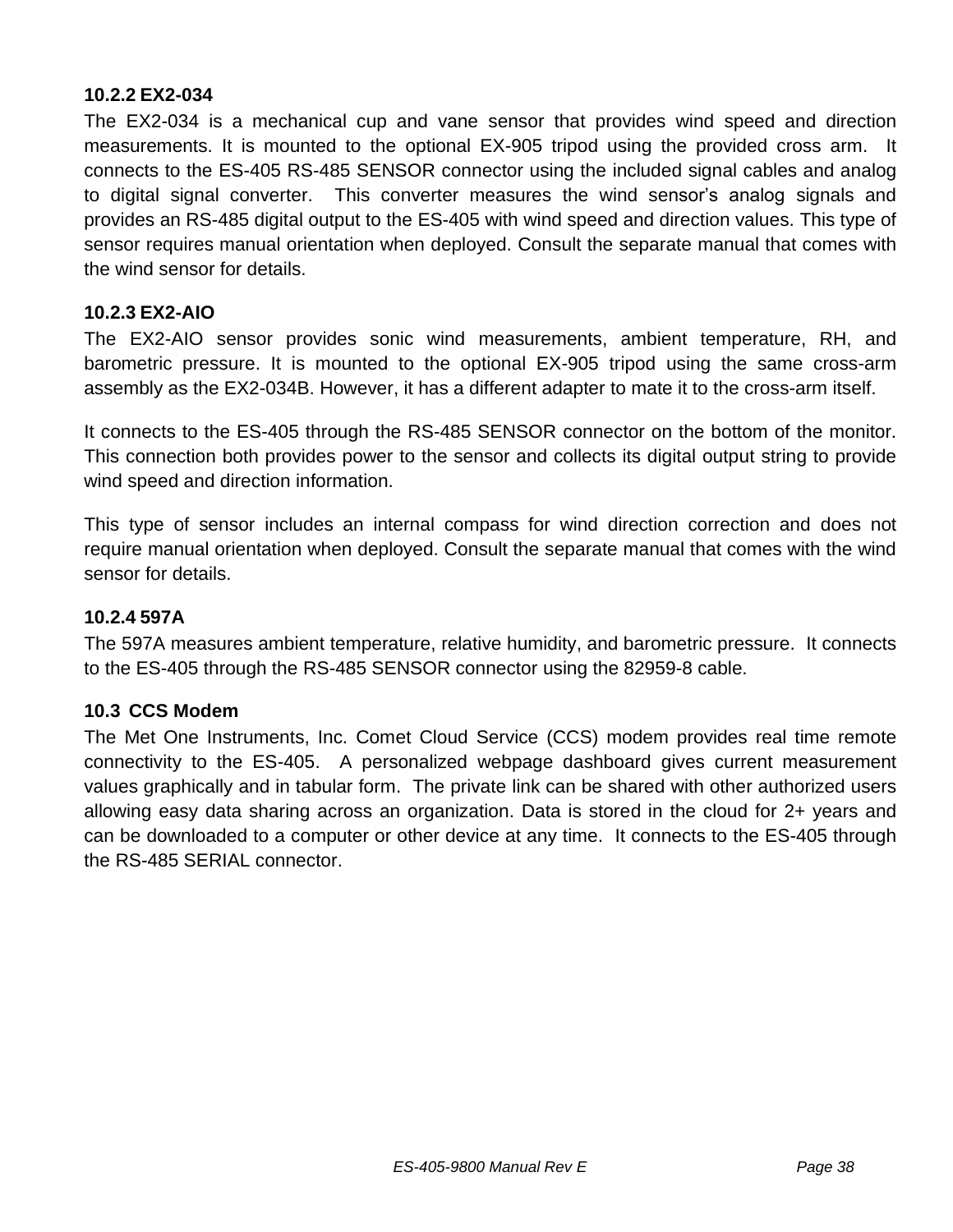### 10.2.2 EX2-034

The EX2-034 is a mechanical cup and vane sensor that provides wind speed and direction measurements. It is mounted to the optional EX-905 tripod using the provided cross arm. It connects to the ES-405 RS-485 SENSOR connector using the included signal cables and analog to digital signal converter. This converter measures the wind sensor's analog signals and provides an RS-485 digital output to the ES-405 with wind speed and direction values. This type of sensor requires manual orientation when deployed. Consult the separate manual that comes with the wind sensor for details.

### 10.2.3 EX2-AIO

The EX2-AIO sensor provides sonic wind measurements, ambient temperature, RH, and barometric pressure. It is mounted to the optional EX-905 tripod using the same cross-arm assembly as the EX2-034B. However, it has a different adapter to mate it to the cross-arm itself.

It connects to the ES-405 through the RS-485 SENSOR connector on the bottom of the monitor. This connection both provides power to the sensor and collects its digital output string to provide wind speed and direction information.

This type of sensor includes an internal compass for wind direction correction and does not require manual orientation when deployed. Consult the separate manual that comes with the wind sensor for details.

### 10.2.4 597A

The 597A measures ambient temperature, relative humidity, and barometric pressure. It connects to the ES-405 through the RS-485 SENSOR connector using the 82959-8 cable.

## 10.3 CCS Modem

The Met One Instruments, Inc. Comet Cloud Service (CCS) modem provides real time remote connectivity to the ES-405. A personalized webpage dashboard gives current measurement values graphically and in tabular form. The private link can be shared with other authorized users allowing easy data sharing across an organization. Data is stored in the cloud for 2+ years and can be downloaded to a computer or other device at any time. It connects to the ES-405 through the RS-485 SERIAL connector.